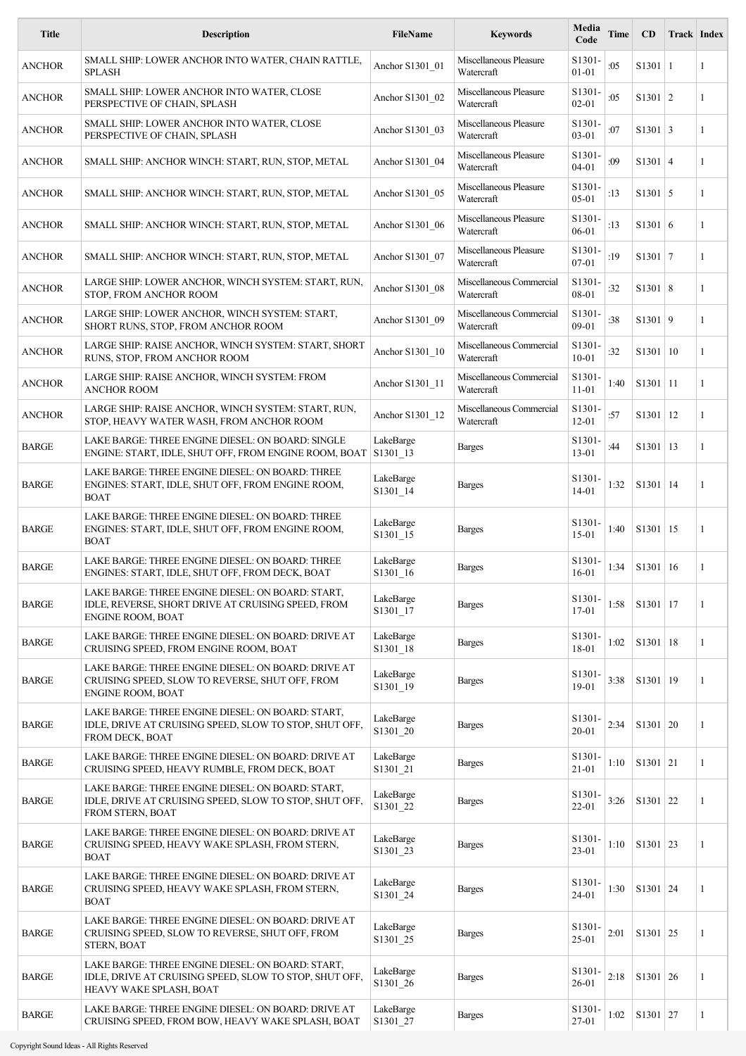| Title | Description | FileName | Keywords | Media Code | Time | CD | Track | Index |
|---|---|---|---|---|---|---|---|---|
| ANCHOR | SMALL SHIP: LOWER ANCHOR INTO WATER, CHAIN RATTLE, SPLASH | Anchor S1301_01 | Miscellaneous Pleasure Watercraft | S1301-01-01 | :05 | S1301 | 1 | 1 |
| ANCHOR | SMALL SHIP: LOWER ANCHOR INTO WATER, CLOSE PERSPECTIVE OF CHAIN, SPLASH | Anchor S1301_02 | Miscellaneous Pleasure Watercraft | S1301-02-01 | :05 | S1301 | 2 | 1 |
| ANCHOR | SMALL SHIP: LOWER ANCHOR INTO WATER, CLOSE PERSPECTIVE OF CHAIN, SPLASH | Anchor S1301_03 | Miscellaneous Pleasure Watercraft | S1301-03-01 | :07 | S1301 | 3 | 1 |
| ANCHOR | SMALL SHIP: ANCHOR WINCH: START, RUN, STOP, METAL | Anchor S1301_04 | Miscellaneous Pleasure Watercraft | S1301-04-01 | :09 | S1301 | 4 | 1 |
| ANCHOR | SMALL SHIP: ANCHOR WINCH: START, RUN, STOP, METAL | Anchor S1301_05 | Miscellaneous Pleasure Watercraft | S1301-05-01 | :13 | S1301 | 5 | 1 |
| ANCHOR | SMALL SHIP: ANCHOR WINCH: START, RUN, STOP, METAL | Anchor S1301_06 | Miscellaneous Pleasure Watercraft | S1301-06-01 | :13 | S1301 | 6 | 1 |
| ANCHOR | SMALL SHIP: ANCHOR WINCH: START, RUN, STOP, METAL | Anchor S1301_07 | Miscellaneous Pleasure Watercraft | S1301-07-01 | :19 | S1301 | 7 | 1 |
| ANCHOR | LARGE SHIP: LOWER ANCHOR, WINCH SYSTEM: START, RUN, STOP, FROM ANCHOR ROOM | Anchor S1301_08 | Miscellaneous Commercial Watercraft | S1301-08-01 | :32 | S1301 | 8 | 1 |
| ANCHOR | LARGE SHIP: LOWER ANCHOR, WINCH SYSTEM: START, SHORT RUNS, STOP, FROM ANCHOR ROOM | Anchor S1301_09 | Miscellaneous Commercial Watercraft | S1301-09-01 | :38 | S1301 | 9 | 1 |
| ANCHOR | LARGE SHIP: RAISE ANCHOR, WINCH SYSTEM: START, SHORT RUNS, STOP, FROM ANCHOR ROOM | Anchor S1301_10 | Miscellaneous Commercial Watercraft | S1301-10-01 | :32 | S1301 | 10 | 1 |
| ANCHOR | LARGE SHIP: RAISE ANCHOR, WINCH SYSTEM: FROM ANCHOR ROOM | Anchor S1301_11 | Miscellaneous Commercial Watercraft | S1301-11-01 | 1:40 | S1301 | 11 | 1 |
| ANCHOR | LARGE SHIP: RAISE ANCHOR, WINCH SYSTEM: START, RUN, STOP, HEAVY WATER WASH, FROM ANCHOR ROOM | Anchor S1301_12 | Miscellaneous Commercial Watercraft | S1301-12-01 | :57 | S1301 | 12 | 1 |
| BARGE | LAKE BARGE: THREE ENGINE DIESEL: ON BOARD: SINGLE ENGINE: START, IDLE, SHUT OFF, FROM ENGINE ROOM, BOAT | LakeBarge S1301_13 | Barges | S1301-13-01 | :44 | S1301 | 13 | 1 |
| BARGE | LAKE BARGE: THREE ENGINE DIESEL: ON BOARD: THREE ENGINES: START, IDLE, SHUT OFF, FROM ENGINE ROOM, BOAT | LakeBarge S1301_14 | Barges | S1301-14-01 | 1:32 | S1301 | 14 | 1 |
| BARGE | LAKE BARGE: THREE ENGINE DIESEL: ON BOARD: THREE ENGINES: START, IDLE, SHUT OFF, FROM ENGINE ROOM, BOAT | LakeBarge S1301_15 | Barges | S1301-15-01 | 1:40 | S1301 | 15 | 1 |
| BARGE | LAKE BARGE: THREE ENGINE DIESEL: ON BOARD: THREE ENGINES: START, IDLE, SHUT OFF, FROM DECK, BOAT | LakeBarge S1301_16 | Barges | S1301-16-01 | 1:34 | S1301 | 16 | 1 |
| BARGE | LAKE BARGE: THREE ENGINE DIESEL: ON BOARD: START, IDLE, REVERSE, SHORT DRIVE AT CRUISING SPEED, FROM ENGINE ROOM, BOAT | LakeBarge S1301_17 | Barges | S1301-17-01 | 1:58 | S1301 | 17 | 1 |
| BARGE | LAKE BARGE: THREE ENGINE DIESEL: ON BOARD: DRIVE AT CRUISING SPEED, FROM ENGINE ROOM, BOAT | LakeBarge S1301_18 | Barges | S1301-18-01 | 1:02 | S1301 | 18 | 1 |
| BARGE | LAKE BARGE: THREE ENGINE DIESEL: ON BOARD: DRIVE AT CRUISING SPEED, SLOW TO REVERSE, SHUT OFF, FROM ENGINE ROOM, BOAT | LakeBarge S1301_19 | Barges | S1301-19-01 | 3:38 | S1301 | 19 | 1 |
| BARGE | LAKE BARGE: THREE ENGINE DIESEL: ON BOARD: START, IDLE, DRIVE AT CRUISING SPEED, SLOW TO STOP, SHUT OFF, FROM DECK, BOAT | LakeBarge S1301_20 | Barges | S1301-20-01 | 2:34 | S1301 | 20 | 1 |
| BARGE | LAKE BARGE: THREE ENGINE DIESEL: ON BOARD: DRIVE AT CRUISING SPEED, HEAVY RUMBLE, FROM DECK, BOAT | LakeBarge S1301_21 | Barges | S1301-21-01 | 1:10 | S1301 | 21 | 1 |
| BARGE | LAKE BARGE: THREE ENGINE DIESEL: ON BOARD: START, IDLE, DRIVE AT CRUISING SPEED, SLOW TO STOP, SHUT OFF, FROM STERN, BOAT | LakeBarge S1301_22 | Barges | S1301-22-01 | 3:26 | S1301 | 22 | 1 |
| BARGE | LAKE BARGE: THREE ENGINE DIESEL: ON BOARD: DRIVE AT CRUISING SPEED, HEAVY WAKE SPLASH, FROM STERN, BOAT | LakeBarge S1301_23 | Barges | S1301-23-01 | 1:10 | S1301 | 23 | 1 |
| BARGE | LAKE BARGE: THREE ENGINE DIESEL: ON BOARD: DRIVE AT CRUISING SPEED, HEAVY WAKE SPLASH, FROM STERN, BOAT | LakeBarge S1301_24 | Barges | S1301-24-01 | 1:30 | S1301 | 24 | 1 |
| BARGE | LAKE BARGE: THREE ENGINE DIESEL: ON BOARD: DRIVE AT CRUISING SPEED, SLOW TO REVERSE, SHUT OFF, FROM STERN, BOAT | LakeBarge S1301_25 | Barges | S1301-25-01 | 2:01 | S1301 | 25 | 1 |
| BARGE | LAKE BARGE: THREE ENGINE DIESEL: ON BOARD: START, IDLE, DRIVE AT CRUISING SPEED, SLOW TO STOP, SHUT OFF, HEAVY WAKE SPLASH, BOAT | LakeBarge S1301_26 | Barges | S1301-26-01 | 2:18 | S1301 | 26 | 1 |
| BARGE | LAKE BARGE: THREE ENGINE DIESEL: ON BOARD: DRIVE AT CRUISING SPEED, FROM BOW, HEAVY WAKE SPLASH, BOAT | LakeBarge S1301_27 | Barges | S1301-27-01 | 1:02 | S1301 | 27 | 1 |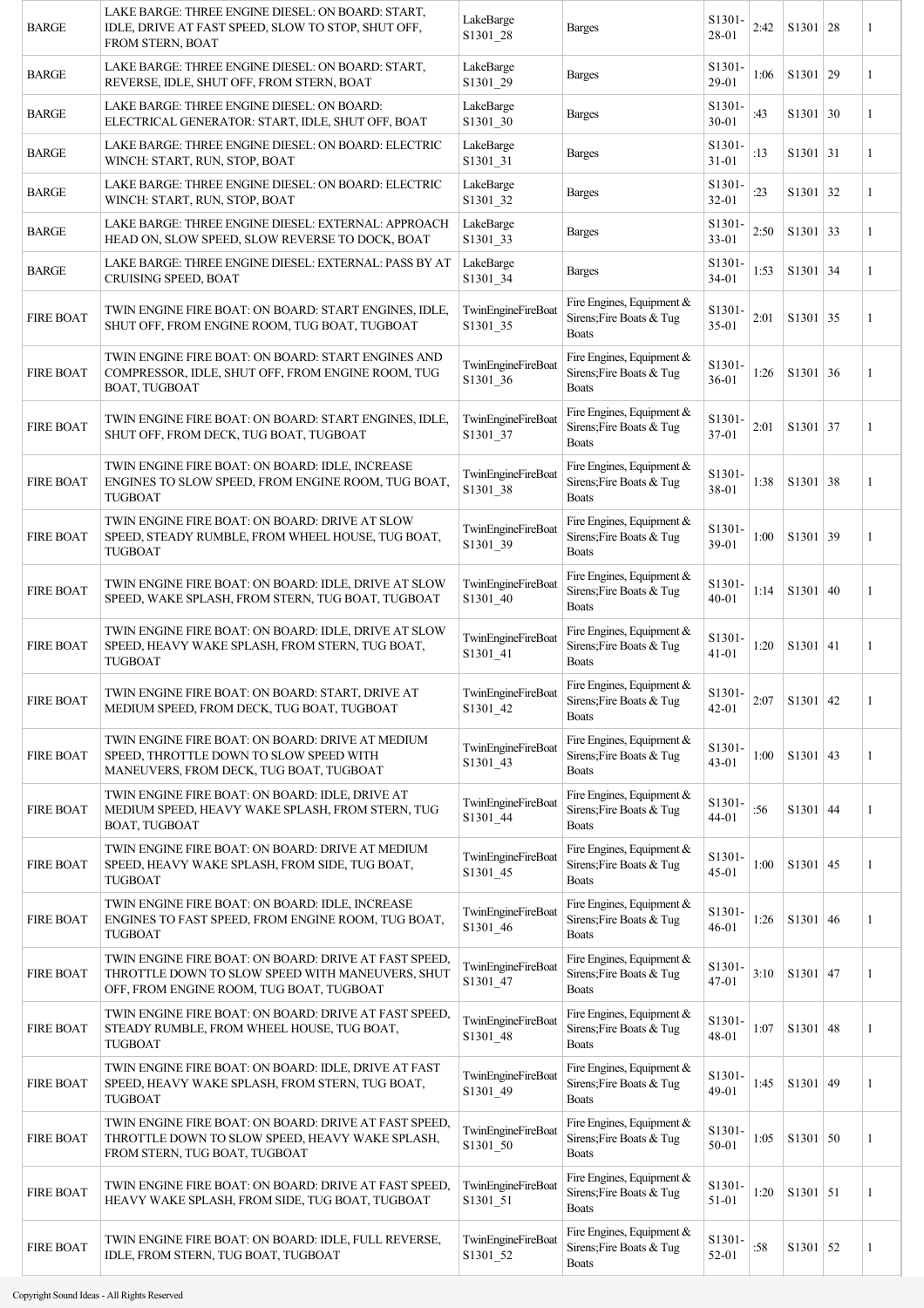| BARGE | LAKE BARGE: THREE ENGINE DIESEL: ON BOARD: START, IDLE, DRIVE AT FAST SPEED, SLOW TO STOP, SHUT OFF, FROM STERN, BOAT | LakeBarge S1301_28 | Barges | S1301-28-01 | 2:42 | S1301 | 28 | 1 |
|---|---|---|---|---|---|---|---|---|
| BARGE | LAKE BARGE: THREE ENGINE DIESEL: ON BOARD: START, REVERSE, IDLE, SHUT OFF, FROM STERN, BOAT | LakeBarge S1301_29 | Barges | S1301-29-01 | 1:06 | S1301 | 29 | 1 |
| BARGE | LAKE BARGE: THREE ENGINE DIESEL: ON BOARD: ELECTRICAL GENERATOR: START, IDLE, SHUT OFF, BOAT | LakeBarge S1301_30 | Barges | S1301-30-01 | :43 | S1301 | 30 | 1 |
| BARGE | LAKE BARGE: THREE ENGINE DIESEL: ON BOARD: ELECTRIC WINCH: START, RUN, STOP, BOAT | LakeBarge S1301_31 | Barges | S1301-31-01 | :13 | S1301 | 31 | 1 |
| BARGE | LAKE BARGE: THREE ENGINE DIESEL: ON BOARD: ELECTRIC WINCH: START, RUN, STOP, BOAT | LakeBarge S1301_32 | Barges | S1301-32-01 | :23 | S1301 | 32 | 1 |
| BARGE | LAKE BARGE: THREE ENGINE DIESEL: EXTERNAL: APPROACH HEAD ON, SLOW SPEED, SLOW REVERSE TO DOCK, BOAT | LakeBarge S1301_33 | Barges | S1301-33-01 | 2:50 | S1301 | 33 | 1 |
| BARGE | LAKE BARGE: THREE ENGINE DIESEL: EXTERNAL: PASS BY AT CRUISING SPEED, BOAT | LakeBarge S1301_34 | Barges | S1301-34-01 | 1:53 | S1301 | 34 | 1 |
| FIRE BOAT | TWIN ENGINE FIRE BOAT: ON BOARD: START ENGINES, IDLE, SHUT OFF, FROM ENGINE ROOM, TUG BOAT, TUGBOAT | TwinEngineFireBoat S1301_35 | Fire Engines, Equipment & Sirens;Fire Boats & Tug Boats | S1301-35-01 | 2:01 | S1301 | 35 | 1 |
| FIRE BOAT | TWIN ENGINE FIRE BOAT: ON BOARD: START ENGINES AND COMPRESSOR, IDLE, SHUT OFF, FROM ENGINE ROOM, TUG BOAT, TUGBOAT | TwinEngineFireBoat S1301_36 | Fire Engines, Equipment & Sirens;Fire Boats & Tug Boats | S1301-36-01 | 1:26 | S1301 | 36 | 1 |
| FIRE BOAT | TWIN ENGINE FIRE BOAT: ON BOARD: START ENGINES, IDLE, SHUT OFF, FROM DECK, TUG BOAT, TUGBOAT | TwinEngineFireBoat S1301_37 | Fire Engines, Equipment & Sirens;Fire Boats & Tug Boats | S1301-37-01 | 2:01 | S1301 | 37 | 1 |
| FIRE BOAT | TWIN ENGINE FIRE BOAT: ON BOARD: IDLE, INCREASE ENGINES TO SLOW SPEED, FROM ENGINE ROOM, TUG BOAT, TUGBOAT | TwinEngineFireBoat S1301_38 | Fire Engines, Equipment & Sirens;Fire Boats & Tug Boats | S1301-38-01 | 1:38 | S1301 | 38 | 1 |
| FIRE BOAT | TWIN ENGINE FIRE BOAT: ON BOARD: DRIVE AT SLOW SPEED, STEADY RUMBLE, FROM WHEEL HOUSE, TUG BOAT, TUGBOAT | TwinEngineFireBoat S1301_39 | Fire Engines, Equipment & Sirens;Fire Boats & Tug Boats | S1301-39-01 | 1:00 | S1301 | 39 | 1 |
| FIRE BOAT | TWIN ENGINE FIRE BOAT: ON BOARD: IDLE, DRIVE AT SLOW SPEED, WAKE SPLASH, FROM STERN, TUG BOAT, TUGBOAT | TwinEngineFireBoat S1301_40 | Fire Engines, Equipment & Sirens;Fire Boats & Tug Boats | S1301-40-01 | 1:14 | S1301 | 40 | 1 |
| FIRE BOAT | TWIN ENGINE FIRE BOAT: ON BOARD: IDLE, DRIVE AT SLOW SPEED, HEAVY WAKE SPLASH, FROM STERN, TUG BOAT, TUGBOAT | TwinEngineFireBoat S1301_41 | Fire Engines, Equipment & Sirens;Fire Boats & Tug Boats | S1301-41-01 | 1:20 | S1301 | 41 | 1 |
| FIRE BOAT | TWIN ENGINE FIRE BOAT: ON BOARD: START, DRIVE AT MEDIUM SPEED, FROM DECK, TUG BOAT, TUGBOAT | TwinEngineFireBoat S1301_42 | Fire Engines, Equipment & Sirens;Fire Boats & Tug Boats | S1301-42-01 | 2:07 | S1301 | 42 | 1 |
| FIRE BOAT | TWIN ENGINE FIRE BOAT: ON BOARD: DRIVE AT MEDIUM SPEED, THROTTLE DOWN TO SLOW SPEED WITH MANEUVERS, FROM DECK, TUG BOAT, TUGBOAT | TwinEngineFireBoat S1301_43 | Fire Engines, Equipment & Sirens;Fire Boats & Tug Boats | S1301-43-01 | 1:00 | S1301 | 43 | 1 |
| FIRE BOAT | TWIN ENGINE FIRE BOAT: ON BOARD: IDLE, DRIVE AT MEDIUM SPEED, HEAVY WAKE SPLASH, FROM STERN, TUG BOAT, TUGBOAT | TwinEngineFireBoat S1301_44 | Fire Engines, Equipment & Sirens;Fire Boats & Tug Boats | S1301-44-01 | :56 | S1301 | 44 | 1 |
| FIRE BOAT | TWIN ENGINE FIRE BOAT: ON BOARD: DRIVE AT MEDIUM SPEED, HEAVY WAKE SPLASH, FROM SIDE, TUG BOAT, TUGBOAT | TwinEngineFireBoat S1301_45 | Fire Engines, Equipment & Sirens;Fire Boats & Tug Boats | S1301-45-01 | 1:00 | S1301 | 45 | 1 |
| FIRE BOAT | TWIN ENGINE FIRE BOAT: ON BOARD: IDLE, INCREASE ENGINES TO FAST SPEED, FROM ENGINE ROOM, TUG BOAT, TUGBOAT | TwinEngineFireBoat S1301_46 | Fire Engines, Equipment & Sirens;Fire Boats & Tug Boats | S1301-46-01 | 1:26 | S1301 | 46 | 1 |
| FIRE BOAT | TWIN ENGINE FIRE BOAT: ON BOARD: DRIVE AT FAST SPEED, THROTTLE DOWN TO SLOW SPEED WITH MANEUVERS, SHUT OFF, FROM ENGINE ROOM, TUG BOAT, TUGBOAT | TwinEngineFireBoat S1301_47 | Fire Engines, Equipment & Sirens;Fire Boats & Tug Boats | S1301-47-01 | 3:10 | S1301 | 47 | 1 |
| FIRE BOAT | TWIN ENGINE FIRE BOAT: ON BOARD: DRIVE AT FAST SPEED, STEADY RUMBLE, FROM WHEEL HOUSE, TUG BOAT, TUGBOAT | TwinEngineFireBoat S1301_48 | Fire Engines, Equipment & Sirens;Fire Boats & Tug Boats | S1301-48-01 | 1:07 | S1301 | 48 | 1 |
| FIRE BOAT | TWIN ENGINE FIRE BOAT: ON BOARD: IDLE, DRIVE AT FAST SPEED, HEAVY WAKE SPLASH, FROM STERN, TUG BOAT, TUGBOAT | TwinEngineFireBoat S1301_49 | Fire Engines, Equipment & Sirens;Fire Boats & Tug Boats | S1301-49-01 | 1:45 | S1301 | 49 | 1 |
| FIRE BOAT | TWIN ENGINE FIRE BOAT: ON BOARD: DRIVE AT FAST SPEED, THROTTLE DOWN TO SLOW SPEED, HEAVY WAKE SPLASH, FROM STERN, TUG BOAT, TUGBOAT | TwinEngineFireBoat S1301_50 | Fire Engines, Equipment & Sirens;Fire Boats & Tug Boats | S1301-50-01 | 1:05 | S1301 | 50 | 1 |
| FIRE BOAT | TWIN ENGINE FIRE BOAT: ON BOARD: DRIVE AT FAST SPEED, HEAVY WAKE SPLASH, FROM SIDE, TUG BOAT, TUGBOAT | TwinEngineFireBoat S1301_51 | Fire Engines, Equipment & Sirens;Fire Boats & Tug Boats | S1301-51-01 | 1:20 | S1301 | 51 | 1 |
| FIRE BOAT | TWIN ENGINE FIRE BOAT: ON BOARD: IDLE, FULL REVERSE, IDLE, FROM STERN, TUG BOAT, TUGBOAT | TwinEngineFireBoat S1301_52 | Fire Engines, Equipment & Sirens;Fire Boats & Tug Boats | S1301-52-01 | :58 | S1301 | 52 | 1 |

Copyright Sound Ideas - All Rights Reserved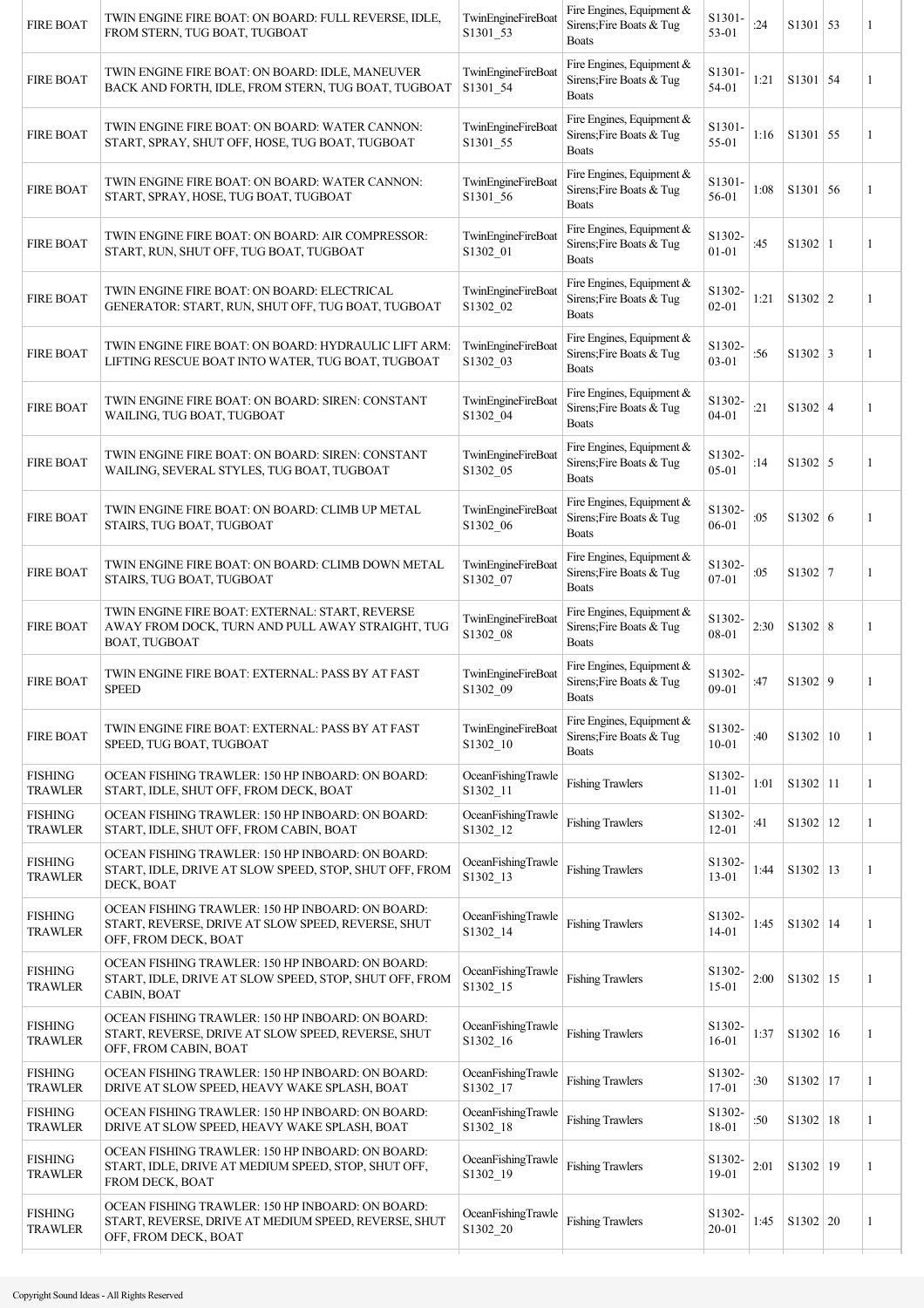| | | | | | | | | |
|---|---|---|---|---|---|---|---|---|
| FIRE BOAT | TWIN ENGINE FIRE BOAT: ON BOARD: FULL REVERSE, IDLE, FROM STERN, TUG BOAT, TUGBOAT | TwinEngineFireBoat S1301_53 | Fire Engines, Equipment & Sirens;Fire Boats & Tug Boats | S1301-53-01 | :24 | S1301 | 53 | 1 |
| FIRE BOAT | TWIN ENGINE FIRE BOAT: ON BOARD: IDLE, MANEUVER BACK AND FORTH, IDLE, FROM STERN, TUG BOAT, TUGBOAT | TwinEngineFireBoat S1301_54 | Fire Engines, Equipment & Sirens;Fire Boats & Tug Boats | S1301-54-01 | 1:21 | S1301 | 54 | 1 |
| FIRE BOAT | TWIN ENGINE FIRE BOAT: ON BOARD: WATER CANNON: START, SPRAY, SHUT OFF, HOSE, TUG BOAT, TUGBOAT | TwinEngineFireBoat S1301_55 | Fire Engines, Equipment & Sirens;Fire Boats & Tug Boats | S1301-55-01 | 1:16 | S1301 | 55 | 1 |
| FIRE BOAT | TWIN ENGINE FIRE BOAT: ON BOARD: WATER CANNON: START, SPRAY, HOSE, TUG BOAT, TUGBOAT | TwinEngineFireBoat S1301_56 | Fire Engines, Equipment & Sirens;Fire Boats & Tug Boats | S1301-56-01 | 1:08 | S1301 | 56 | 1 |
| FIRE BOAT | TWIN ENGINE FIRE BOAT: ON BOARD: AIR COMPRESSOR: START, RUN, SHUT OFF, TUG BOAT, TUGBOAT | TwinEngineFireBoat S1302_01 | Fire Engines, Equipment & Sirens;Fire Boats & Tug Boats | S1302-01-01 | :45 | S1302 | 1 | 1 |
| FIRE BOAT | TWIN ENGINE FIRE BOAT: ON BOARD: ELECTRICAL GENERATOR: START, RUN, SHUT OFF, TUG BOAT, TUGBOAT | TwinEngineFireBoat S1302_02 | Fire Engines, Equipment & Sirens;Fire Boats & Tug Boats | S1302-02-01 | 1:21 | S1302 | 2 | 1 |
| FIRE BOAT | TWIN ENGINE FIRE BOAT: ON BOARD: HYDRAULIC LIFT ARM: LIFTING RESCUE BOAT INTO WATER, TUG BOAT, TUGBOAT | TwinEngineFireBoat S1302_03 | Fire Engines, Equipment & Sirens;Fire Boats & Tug Boats | S1302-03-01 | :56 | S1302 | 3 | 1 |
| FIRE BOAT | TWIN ENGINE FIRE BOAT: ON BOARD: SIREN: CONSTANT WAILING, TUG BOAT, TUGBOAT | TwinEngineFireBoat S1302_04 | Fire Engines, Equipment & Sirens;Fire Boats & Tug Boats | S1302-04-01 | :21 | S1302 | 4 | 1 |
| FIRE BOAT | TWIN ENGINE FIRE BOAT: ON BOARD: SIREN: CONSTANT WAILING, SEVERAL STYLES, TUG BOAT, TUGBOAT | TwinEngineFireBoat S1302_05 | Fire Engines, Equipment & Sirens;Fire Boats & Tug Boats | S1302-05-01 | :14 | S1302 | 5 | 1 |
| FIRE BOAT | TWIN ENGINE FIRE BOAT: ON BOARD: CLIMB UP METAL STAIRS, TUG BOAT, TUGBOAT | TwinEngineFireBoat S1302_06 | Fire Engines, Equipment & Sirens;Fire Boats & Tug Boats | S1302-06-01 | :05 | S1302 | 6 | 1 |
| FIRE BOAT | TWIN ENGINE FIRE BOAT: ON BOARD: CLIMB DOWN METAL STAIRS, TUG BOAT, TUGBOAT | TwinEngineFireBoat S1302_07 | Fire Engines, Equipment & Sirens;Fire Boats & Tug Boats | S1302-07-01 | :05 | S1302 | 7 | 1 |
| FIRE BOAT | TWIN ENGINE FIRE BOAT: EXTERNAL: START, REVERSE AWAY FROM DOCK, TURN AND PULL AWAY STRAIGHT, TUG BOAT, TUGBOAT | TwinEngineFireBoat S1302_08 | Fire Engines, Equipment & Sirens;Fire Boats & Tug Boats | S1302-08-01 | 2:30 | S1302 | 8 | 1 |
| FIRE BOAT | TWIN ENGINE FIRE BOAT: EXTERNAL: PASS BY AT FAST SPEED | TwinEngineFireBoat S1302_09 | Fire Engines, Equipment & Sirens;Fire Boats & Tug Boats | S1302-09-01 | :47 | S1302 | 9 | 1 |
| FIRE BOAT | TWIN ENGINE FIRE BOAT: EXTERNAL: PASS BY AT FAST SPEED, TUG BOAT, TUGBOAT | TwinEngineFireBoat S1302_10 | Fire Engines, Equipment & Sirens;Fire Boats & Tug Boats | S1302-10-01 | :40 | S1302 | 10 | 1 |
| FISHING TRAWLER | OCEAN FISHING TRAWLER: 150 HP INBOARD: ON BOARD: START, IDLE, SHUT OFF, FROM DECK, BOAT | OceanFishingTrawle S1302_11 | Fishing Trawlers | S1302-11-01 | 1:01 | S1302 | 11 | 1 |
| FISHING TRAWLER | OCEAN FISHING TRAWLER: 150 HP INBOARD: ON BOARD: START, IDLE, SHUT OFF, FROM CABIN, BOAT | OceanFishingTrawle S1302_12 | Fishing Trawlers | S1302-12-01 | :41 | S1302 | 12 | 1 |
| FISHING TRAWLER | OCEAN FISHING TRAWLER: 150 HP INBOARD: ON BOARD: START, IDLE, DRIVE AT SLOW SPEED, STOP, SHUT OFF, FROM DECK, BOAT | OceanFishingTrawle S1302_13 | Fishing Trawlers | S1302-13-01 | 1:44 | S1302 | 13 | 1 |
| FISHING TRAWLER | OCEAN FISHING TRAWLER: 150 HP INBOARD: ON BOARD: START, REVERSE, DRIVE AT SLOW SPEED, REVERSE, SHUT OFF, FROM DECK, BOAT | OceanFishingTrawle S1302_14 | Fishing Trawlers | S1302-14-01 | 1:45 | S1302 | 14 | 1 |
| FISHING TRAWLER | OCEAN FISHING TRAWLER: 150 HP INBOARD: ON BOARD: START, IDLE, DRIVE AT SLOW SPEED, STOP, SHUT OFF, FROM CABIN, BOAT | OceanFishingTrawle S1302_15 | Fishing Trawlers | S1302-15-01 | 2:00 | S1302 | 15 | 1 |
| FISHING TRAWLER | OCEAN FISHING TRAWLER: 150 HP INBOARD: ON BOARD: START, REVERSE, DRIVE AT SLOW SPEED, REVERSE, SHUT OFF, FROM CABIN, BOAT | OceanFishingTrawle S1302_16 | Fishing Trawlers | S1302-16-01 | 1:37 | S1302 | 16 | 1 |
| FISHING TRAWLER | OCEAN FISHING TRAWLER: 150 HP INBOARD: ON BOARD: DRIVE AT SLOW SPEED, HEAVY WAKE SPLASH, BOAT | OceanFishingTrawle S1302_17 | Fishing Trawlers | S1302-17-01 | :30 | S1302 | 17 | 1 |
| FISHING TRAWLER | OCEAN FISHING TRAWLER: 150 HP INBOARD: ON BOARD: DRIVE AT SLOW SPEED, HEAVY WAKE SPLASH, BOAT | OceanFishingTrawle S1302_18 | Fishing Trawlers | S1302-18-01 | :50 | S1302 | 18 | 1 |
| FISHING TRAWLER | OCEAN FISHING TRAWLER: 150 HP INBOARD: ON BOARD: START, IDLE, DRIVE AT MEDIUM SPEED, STOP, SHUT OFF, FROM DECK, BOAT | OceanFishingTrawle S1302_19 | Fishing Trawlers | S1302-19-01 | 2:01 | S1302 | 19 | 1 |
| FISHING TRAWLER | OCEAN FISHING TRAWLER: 150 HP INBOARD: ON BOARD: START, REVERSE, DRIVE AT MEDIUM SPEED, REVERSE, SHUT OFF, FROM DECK, BOAT | OceanFishingTrawle S1302_20 | Fishing Trawlers | S1302-20-01 | 1:45 | S1302 | 20 | 1 |

Copyright Sound Ideas - All Rights Reserved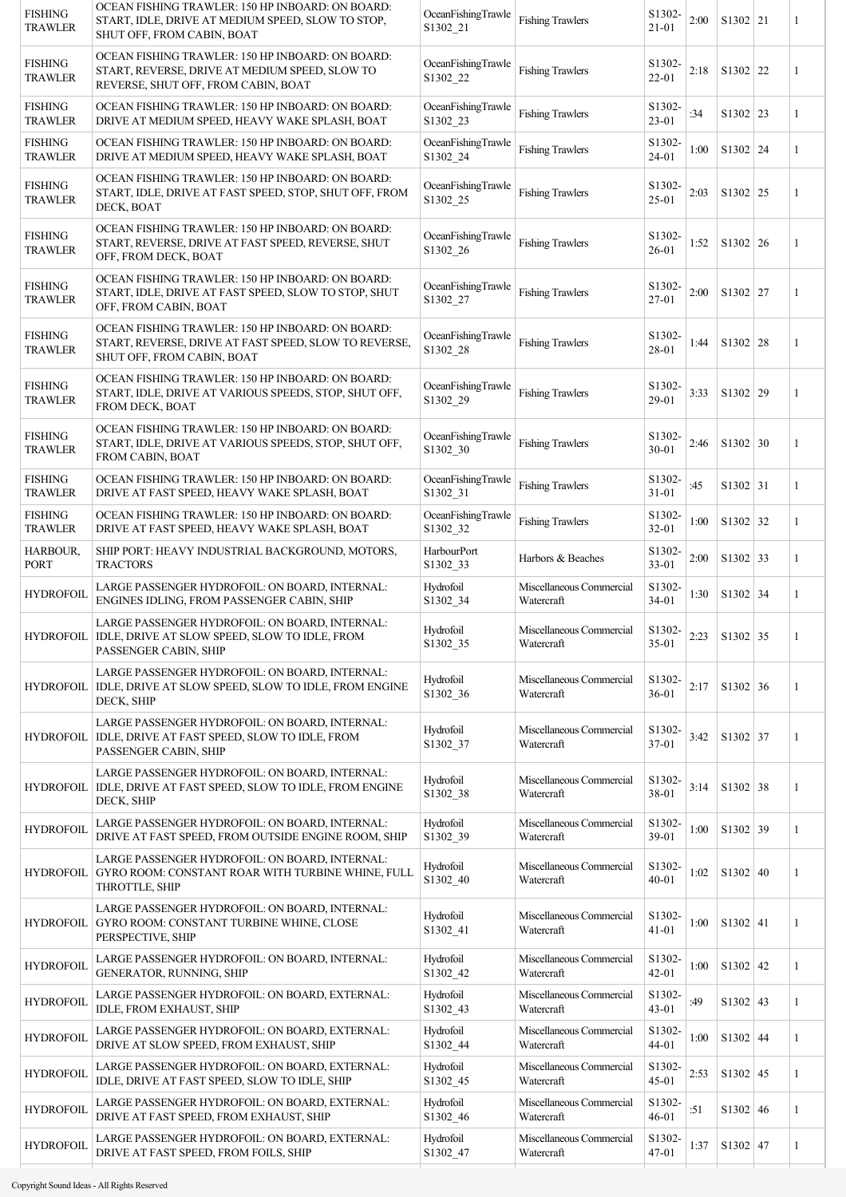| | | | | | | | | |
|---|---|---|---|---|---|---|---|---|
| FISHING TRAWLER | OCEAN FISHING TRAWLER: 150 HP INBOARD: ON BOARD: START, IDLE, DRIVE AT MEDIUM SPEED, SLOW TO STOP, SHUT OFF, FROM CABIN, BOAT | OceanFishingTrawle S1302_21 | Fishing Trawlers | S1302-21-01 | 2:00 | S1302 | 21 | 1 |
| FISHING TRAWLER | OCEAN FISHING TRAWLER: 150 HP INBOARD: ON BOARD: START, REVERSE, DRIVE AT MEDIUM SPEED, SLOW TO REVERSE, SHUT OFF, FROM CABIN, BOAT | OceanFishingTrawle S1302_22 | Fishing Trawlers | S1302-22-01 | 2:18 | S1302 | 22 | 1 |
| FISHING TRAWLER | OCEAN FISHING TRAWLER: 150 HP INBOARD: ON BOARD: DRIVE AT MEDIUM SPEED, HEAVY WAKE SPLASH, BOAT | OceanFishingTrawle S1302_23 | Fishing Trawlers | S1302-23-01 | :34 | S1302 | 23 | 1 |
| FISHING TRAWLER | OCEAN FISHING TRAWLER: 150 HP INBOARD: ON BOARD: DRIVE AT MEDIUM SPEED, HEAVY WAKE SPLASH, BOAT | OceanFishingTrawle S1302_24 | Fishing Trawlers | S1302-24-01 | 1:00 | S1302 | 24 | 1 |
| FISHING TRAWLER | OCEAN FISHING TRAWLER: 150 HP INBOARD: ON BOARD: START, IDLE, DRIVE AT FAST SPEED, STOP, SHUT OFF, FROM DECK, BOAT | OceanFishingTrawle S1302_25 | Fishing Trawlers | S1302-25-01 | 2:03 | S1302 | 25 | 1 |
| FISHING TRAWLER | OCEAN FISHING TRAWLER: 150 HP INBOARD: ON BOARD: START, REVERSE, DRIVE AT FAST SPEED, REVERSE, SHUT OFF, FROM DECK, BOAT | OceanFishingTrawle S1302_26 | Fishing Trawlers | S1302-26-01 | 1:52 | S1302 | 26 | 1 |
| FISHING TRAWLER | OCEAN FISHING TRAWLER: 150 HP INBOARD: ON BOARD: START, IDLE, DRIVE AT FAST SPEED, SLOW TO STOP, SHUT OFF, FROM CABIN, BOAT | OceanFishingTrawle S1302_27 | Fishing Trawlers | S1302-27-01 | 2:00 | S1302 | 27 | 1 |
| FISHING TRAWLER | OCEAN FISHING TRAWLER: 150 HP INBOARD: ON BOARD: START, REVERSE, DRIVE AT FAST SPEED, SLOW TO REVERSE, SHUT OFF, FROM CABIN, BOAT | OceanFishingTrawle S1302_28 | Fishing Trawlers | S1302-28-01 | 1:44 | S1302 | 28 | 1 |
| FISHING TRAWLER | OCEAN FISHING TRAWLER: 150 HP INBOARD: ON BOARD: START, IDLE, DRIVE AT VARIOUS SPEEDS, STOP, SHUT OFF, FROM DECK, BOAT | OceanFishingTrawle S1302_29 | Fishing Trawlers | S1302-29-01 | 3:33 | S1302 | 29 | 1 |
| FISHING TRAWLER | OCEAN FISHING TRAWLER: 150 HP INBOARD: ON BOARD: START, IDLE, DRIVE AT VARIOUS SPEEDS, STOP, SHUT OFF, FROM CABIN, BOAT | OceanFishingTrawle S1302_30 | Fishing Trawlers | S1302-30-01 | 2:46 | S1302 | 30 | 1 |
| FISHING TRAWLER | OCEAN FISHING TRAWLER: 150 HP INBOARD: ON BOARD: DRIVE AT FAST SPEED, HEAVY WAKE SPLASH, BOAT | OceanFishingTrawle S1302_31 | Fishing Trawlers | S1302-31-01 | :45 | S1302 | 31 | 1 |
| FISHING TRAWLER | OCEAN FISHING TRAWLER: 150 HP INBOARD: ON BOARD: DRIVE AT FAST SPEED, HEAVY WAKE SPLASH, BOAT | OceanFishingTrawle S1302_32 | Fishing Trawlers | S1302-32-01 | 1:00 | S1302 | 32 | 1 |
| HARBOUR, PORT | SHIP PORT: HEAVY INDUSTRIAL BACKGROUND, MOTORS, TRACTORS | HarbourPort S1302_33 | Harbors & Beaches | S1302-33-01 | 2:00 | S1302 | 33 | 1 |
| HYDROFOIL | LARGE PASSENGER HYDROFOIL: ON BOARD, INTERNAL: ENGINES IDLING, FROM PASSENGER CABIN, SHIP | Hydrofoil S1302_34 | Miscellaneous Commercial Watercraft | S1302-34-01 | 1:30 | S1302 | 34 | 1 |
| HYDROFOIL | LARGE PASSENGER HYDROFOIL: ON BOARD, INTERNAL: IDLE, DRIVE AT SLOW SPEED, SLOW TO IDLE, FROM PASSENGER CABIN, SHIP | Hydrofoil S1302_35 | Miscellaneous Commercial Watercraft | S1302-35-01 | 2:23 | S1302 | 35 | 1 |
| HYDROFOIL | LARGE PASSENGER HYDROFOIL: ON BOARD, INTERNAL: IDLE, DRIVE AT SLOW SPEED, SLOW TO IDLE, FROM ENGINE DECK, SHIP | Hydrofoil S1302_36 | Miscellaneous Commercial Watercraft | S1302-36-01 | 2:17 | S1302 | 36 | 1 |
| HYDROFOIL | LARGE PASSENGER HYDROFOIL: ON BOARD, INTERNAL: IDLE, DRIVE AT FAST SPEED, SLOW TO IDLE, FROM PASSENGER CABIN, SHIP | Hydrofoil S1302_37 | Miscellaneous Commercial Watercraft | S1302-37-01 | 3:42 | S1302 | 37 | 1 |
| HYDROFOIL | LARGE PASSENGER HYDROFOIL: ON BOARD, INTERNAL: IDLE, DRIVE AT FAST SPEED, SLOW TO IDLE, FROM ENGINE DECK, SHIP | Hydrofoil S1302_38 | Miscellaneous Commercial Watercraft | S1302-38-01 | 3:14 | S1302 | 38 | 1 |
| HYDROFOIL | LARGE PASSENGER HYDROFOIL: ON BOARD, INTERNAL: DRIVE AT FAST SPEED, FROM OUTSIDE ENGINE ROOM, SHIP | Hydrofoil S1302_39 | Miscellaneous Commercial Watercraft | S1302-39-01 | 1:00 | S1302 | 39 | 1 |
| HYDROFOIL | LARGE PASSENGER HYDROFOIL: ON BOARD, INTERNAL: GYRO ROOM: CONSTANT ROAR WITH TURBINE WHINE, FULL THROTTLE, SHIP | Hydrofoil S1302_40 | Miscellaneous Commercial Watercraft | S1302-40-01 | 1:02 | S1302 | 40 | 1 |
| HYDROFOIL | LARGE PASSENGER HYDROFOIL: ON BOARD, INTERNAL: GYRO ROOM: CONSTANT TURBINE WHINE, CLOSE PERSPECTIVE, SHIP | Hydrofoil S1302_41 | Miscellaneous Commercial Watercraft | S1302-41-01 | 1:00 | S1302 | 41 | 1 |
| HYDROFOIL | LARGE PASSENGER HYDROFOIL: ON BOARD, INTERNAL: GENERATOR, RUNNING, SHIP | Hydrofoil S1302_42 | Miscellaneous Commercial Watercraft | S1302-42-01 | 1:00 | S1302 | 42 | 1 |
| HYDROFOIL | LARGE PASSENGER HYDROFOIL: ON BOARD, EXTERNAL: IDLE, FROM EXHAUST, SHIP | Hydrofoil S1302_43 | Miscellaneous Commercial Watercraft | S1302-43-01 | :49 | S1302 | 43 | 1 |
| HYDROFOIL | LARGE PASSENGER HYDROFOIL: ON BOARD, EXTERNAL: DRIVE AT SLOW SPEED, FROM EXHAUST, SHIP | Hydrofoil S1302_44 | Miscellaneous Commercial Watercraft | S1302-44-01 | 1:00 | S1302 | 44 | 1 |
| HYDROFOIL | LARGE PASSENGER HYDROFOIL: ON BOARD, EXTERNAL: IDLE, DRIVE AT FAST SPEED, SLOW TO IDLE, SHIP | Hydrofoil S1302_45 | Miscellaneous Commercial Watercraft | S1302-45-01 | 2:53 | S1302 | 45 | 1 |
| HYDROFOIL | LARGE PASSENGER HYDROFOIL: ON BOARD, EXTERNAL: DRIVE AT FAST SPEED, FROM EXHAUST, SHIP | Hydrofoil S1302_46 | Miscellaneous Commercial Watercraft | S1302-46-01 | :51 | S1302 | 46 | 1 |
| HYDROFOIL | LARGE PASSENGER HYDROFOIL: ON BOARD, EXTERNAL: DRIVE AT FAST SPEED, FROM FOILS, SHIP | Hydrofoil S1302_47 | Miscellaneous Commercial Watercraft | S1302-47-01 | 1:37 | S1302 | 47 | 1 |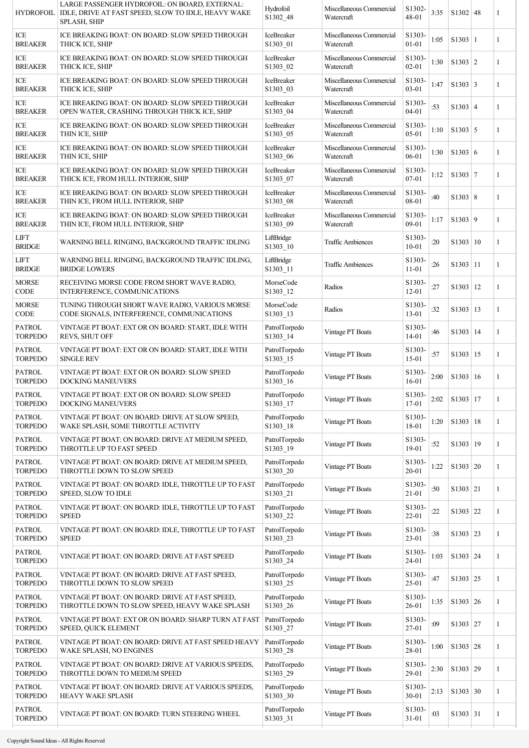| | | | | | | | | |
|---|---|---|---|---|---|---|---|---|
| HYDROFOIL | LARGE PASSENGER HYDROFOIL: ON BOARD, EXTERNAL: IDLE, DRIVE AT FAST SPEED, SLOW TO IDLE, HEAVY WAKE SPLASH, SHIP | Hydrofoil S1302_48 | Miscellaneous Commercial Watercraft | S1302-48-01 | 3:35 | S1302 | 48 | 1 |
| ICE BREAKER | ICE BREAKING BOAT: ON BOARD: SLOW SPEED THROUGH THICK ICE, SHIP | IceBreaker S1303_01 | Miscellaneous Commercial Watercraft | S1303-01-01 | 1:05 | S1303 | 1 | 1 |
| ICE BREAKER | ICE BREAKING BOAT: ON BOARD: SLOW SPEED THROUGH THICK ICE, SHIP | IceBreaker S1303_02 | Miscellaneous Commercial Watercraft | S1303-02-01 | 1:30 | S1303 | 2 | 1 |
| ICE BREAKER | ICE BREAKING BOAT: ON BOARD: SLOW SPEED THROUGH THICK ICE, SHIP | IceBreaker S1303_03 | Miscellaneous Commercial Watercraft | S1303-03-01 | 1:47 | S1303 | 3 | 1 |
| ICE BREAKER | ICE BREAKING BOAT: ON BOARD: SLOW SPEED THROUGH OPEN WATER, CRASHING THROUGH THICK ICE, SHIP | IceBreaker S1303_04 | Miscellaneous Commercial Watercraft | S1303-04-01 | :53 | S1303 | 4 | 1 |
| ICE BREAKER | ICE BREAKING BOAT: ON BOARD: SLOW SPEED THROUGH THIN ICE, SHIP | IceBreaker S1303_05 | Miscellaneous Commercial Watercraft | S1303-05-01 | 1:10 | S1303 | 5 | 1 |
| ICE BREAKER | ICE BREAKING BOAT: ON BOARD: SLOW SPEED THROUGH THIN ICE, SHIP | IceBreaker S1303_06 | Miscellaneous Commercial Watercraft | S1303-06-01 | 1:30 | S1303 | 6 | 1 |
| ICE BREAKER | ICE BREAKING BOAT: ON BOARD: SLOW SPEED THROUGH THICK ICE, FROM HULL INTERIOR, SHIP | IceBreaker S1303_07 | Miscellaneous Commercial Watercraft | S1303-07-01 | 1:12 | S1303 | 7 | 1 |
| ICE BREAKER | ICE BREAKING BOAT: ON BOARD: SLOW SPEED THROUGH THIN ICE, FROM HULL INTERIOR, SHIP | IceBreaker S1303_08 | Miscellaneous Commercial Watercraft | S1303-08-01 | :40 | S1303 | 8 | 1 |
| ICE BREAKER | ICE BREAKING BOAT: ON BOARD: SLOW SPEED THROUGH THIN ICE, FROM HULL INTERIOR, SHIP | IceBreaker S1303_09 | Miscellaneous Commercial Watercraft | S1303-09-01 | 1:17 | S1303 | 9 | 1 |
| LIFT BRIDGE | WARNING BELL RINGING, BACKGROUND TRAFFIC IDLING | LiftBridge S1303_10 | Traffic Ambiences | S1303-10-01 | :20 | S1303 | 10 | 1 |
| LIFT BRIDGE | WARNING BELL RINGING, BACKGROUND TRAFFIC IDLING, BRIDGE LOWERS | LiftBridge S1303_11 | Traffic Ambiences | S1303-11-01 | :26 | S1303 | 11 | 1 |
| MORSE CODE | RECEIVING MORSE CODE FROM SHORT WAVE RADIO, INTERFERENCE, COMMUNICATIONS | MorseCode S1303_12 | Radios | S1303-12-01 | :27 | S1303 | 12 | 1 |
| MORSE CODE | TUNING THROUGH SHORT WAVE RADIO, VARIOUS MORSE CODE SIGNALS, INTERFERENCE, COMMUNICATIONS | MorseCode S1303_13 | Radios | S1303-13-01 | :32 | S1303 | 13 | 1 |
| PATROL TORPEDO | VINTAGE PT BOAT: EXT OR ON BOARD: START, IDLE WITH REVS, SHUT OFF | PatrolTorpedo S1303_14 | Vintage PT Boats | S1303-14-01 | :46 | S1303 | 14 | 1 |
| PATROL TORPEDO | VINTAGE PT BOAT: EXT OR ON BOARD: START, IDLE WITH SINGLE REV | PatrolTorpedo S1303_15 | Vintage PT Boats | S1303-15-01 | :57 | S1303 | 15 | 1 |
| PATROL TORPEDO | VINTAGE PT BOAT: EXT OR ON BOARD: SLOW SPEED DOCKING MANEUVERS | PatrolTorpedo S1303_16 | Vintage PT Boats | S1303-16-01 | 2:00 | S1303 | 16 | 1 |
| PATROL TORPEDO | VINTAGE PT BOAT: EXT OR ON BOARD: SLOW SPEED DOCKING MANEUVERS | PatrolTorpedo S1303_17 | Vintage PT Boats | S1303-17-01 | 2:02 | S1303 | 17 | 1 |
| PATROL TORPEDO | VINTAGE PT BOAT: ON BOARD: DRIVE AT SLOW SPEED, WAKE SPLASH, SOME THROTTLE ACTIVITY | PatrolTorpedo S1303_18 | Vintage PT Boats | S1303-18-01 | 1:20 | S1303 | 18 | 1 |
| PATROL TORPEDO | VINTAGE PT BOAT: ON BOARD: DRIVE AT MEDIUM SPEED, THROTTLE UP TO FAST SPEED | PatrolTorpedo S1303_19 | Vintage PT Boats | S1303-19-01 | :52 | S1303 | 19 | 1 |
| PATROL TORPEDO | VINTAGE PT BOAT: ON BOARD: DRIVE AT MEDIUM SPEED, THROTTLE DOWN TO SLOW SPEED | PatrolTorpedo S1303_20 | Vintage PT Boats | S1303-20-01 | 1:22 | S1303 | 20 | 1 |
| PATROL TORPEDO | VINTAGE PT BOAT: ON BOARD: IDLE, THROTTLE UP TO FAST SPEED, SLOW TO IDLE | PatrolTorpedo S1303_21 | Vintage PT Boats | S1303-21-01 | :50 | S1303 | 21 | 1 |
| PATROL TORPEDO | VINTAGE PT BOAT: ON BOARD: IDLE, THROTTLE UP TO FAST SPEED | PatrolTorpedo S1303_22 | Vintage PT Boats | S1303-22-01 | :22 | S1303 | 22 | 1 |
| PATROL TORPEDO | VINTAGE PT BOAT: ON BOARD: IDLE, THROTTLE UP TO FAST SPEED | PatrolTorpedo S1303_23 | Vintage PT Boats | S1303-23-01 | :38 | S1303 | 23 | 1 |
| PATROL TORPEDO | VINTAGE PT BOAT: ON BOARD: DRIVE AT FAST SPEED | PatrolTorpedo S1303_24 | Vintage PT Boats | S1303-24-01 | 1:03 | S1303 | 24 | 1 |
| PATROL TORPEDO | VINTAGE PT BOAT: ON BOARD: DRIVE AT FAST SPEED, THROTTLE DOWN TO SLOW SPEED | PatrolTorpedo S1303_25 | Vintage PT Boats | S1303-25-01 | :47 | S1303 | 25 | 1 |
| PATROL TORPEDO | VINTAGE PT BOAT: ON BOARD: DRIVE AT FAST SPEED, THROTTLE DOWN TO SLOW SPEED, HEAVY WAKE SPLASH | PatrolTorpedo S1303_26 | Vintage PT Boats | S1303-26-01 | 1:35 | S1303 | 26 | 1 |
| PATROL TORPEDO | VINTAGE PT BOAT: EXT OR ON BOARD: SHARP TURN AT FAST SPEED, QUICK ELEMENT | PatrolTorpedo S1303_27 | Vintage PT Boats | S1303-27-01 | :09 | S1303 | 27 | 1 |
| PATROL TORPEDO | VINTAGE PT BOAT: ON BOARD: DRIVE AT FAST SPEED HEAVY WAKE SPLASH, NO ENGINES | PatrolTorpedo S1303_28 | Vintage PT Boats | S1303-28-01 | 1:00 | S1303 | 28 | 1 |
| PATROL TORPEDO | VINTAGE PT BOAT: ON BOARD: DRIVE AT VARIOUS SPEEDS, THROTTLE DOWN TO MEDIUM SPEED | PatrolTorpedo S1303_29 | Vintage PT Boats | S1303-29-01 | 2:30 | S1303 | 29 | 1 |
| PATROL TORPEDO | VINTAGE PT BOAT: ON BOARD: DRIVE AT VARIOUS SPEEDS, HEAVY WAKE SPLASH | PatrolTorpedo S1303_30 | Vintage PT Boats | S1303-30-01 | 2:13 | S1303 | 30 | 1 |
| PATROL TORPEDO | VINTAGE PT BOAT: ON BOARD: TURN STEERING WHEEL | PatrolTorpedo S1303_31 | Vintage PT Boats | S1303-31-01 | :03 | S1303 | 31 | 1 |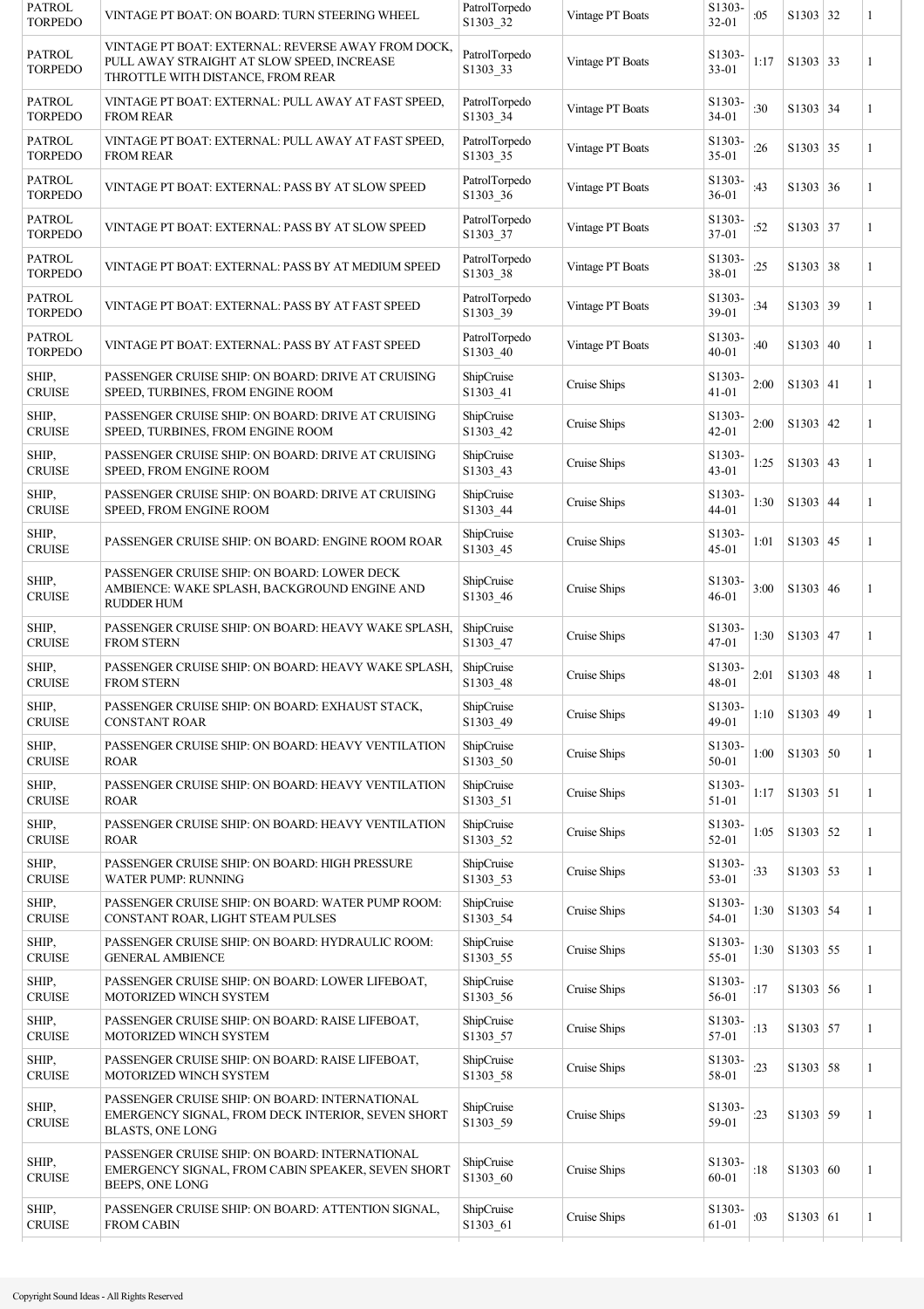| PATROL TORPEDO | VINTAGE PT BOAT: ON BOARD: TURN STEERING WHEEL | PatrolTorpedo S1303_32 | Vintage PT Boats | S1303-32-01 | :05 | S1303 | 32 | 1 |
|---|---|---|---|---|---|---|---|---|
| PATROL TORPEDO | VINTAGE PT BOAT: EXTERNAL: REVERSE AWAY FROM DOCK, PULL AWAY STRAIGHT AT SLOW SPEED, INCREASE THROTTLE WITH DISTANCE, FROM REAR | PatrolTorpedo S1303_33 | Vintage PT Boats | S1303-33-01 | 1:17 | S1303 | 33 | 1 |
| PATROL TORPEDO | VINTAGE PT BOAT: EXTERNAL: PULL AWAY AT FAST SPEED, FROM REAR | PatrolTorpedo S1303_34 | Vintage PT Boats | S1303-34-01 | :30 | S1303 | 34 | 1 |
| PATROL TORPEDO | VINTAGE PT BOAT: EXTERNAL: PULL AWAY AT FAST SPEED, FROM REAR | PatrolTorpedo S1303_35 | Vintage PT Boats | S1303-35-01 | :26 | S1303 | 35 | 1 |
| PATROL TORPEDO | VINTAGE PT BOAT: EXTERNAL: PASS BY AT SLOW SPEED | PatrolTorpedo S1303_36 | Vintage PT Boats | S1303-36-01 | :43 | S1303 | 36 | 1 |
| PATROL TORPEDO | VINTAGE PT BOAT: EXTERNAL: PASS BY AT SLOW SPEED | PatrolTorpedo S1303_37 | Vintage PT Boats | S1303-37-01 | :52 | S1303 | 37 | 1 |
| PATROL TORPEDO | VINTAGE PT BOAT: EXTERNAL: PASS BY AT MEDIUM SPEED | PatrolTorpedo S1303_38 | Vintage PT Boats | S1303-38-01 | :25 | S1303 | 38 | 1 |
| PATROL TORPEDO | VINTAGE PT BOAT: EXTERNAL: PASS BY AT FAST SPEED | PatrolTorpedo S1303_39 | Vintage PT Boats | S1303-39-01 | :34 | S1303 | 39 | 1 |
| PATROL TORPEDO | VINTAGE PT BOAT: EXTERNAL: PASS BY AT FAST SPEED | PatrolTorpedo S1303_40 | Vintage PT Boats | S1303-40-01 | :40 | S1303 | 40 | 1 |
| SHIP, CRUISE | PASSENGER CRUISE SHIP: ON BOARD: DRIVE AT CRUISING SPEED, TURBINES, FROM ENGINE ROOM | ShipCruise S1303_41 | Cruise Ships | S1303-41-01 | 2:00 | S1303 | 41 | 1 |
| SHIP, CRUISE | PASSENGER CRUISE SHIP: ON BOARD: DRIVE AT CRUISING SPEED, TURBINES, FROM ENGINE ROOM | ShipCruise S1303_42 | Cruise Ships | S1303-42-01 | 2:00 | S1303 | 42 | 1 |
| SHIP, CRUISE | PASSENGER CRUISE SHIP: ON BOARD: DRIVE AT CRUISING SPEED, FROM ENGINE ROOM | ShipCruise S1303_43 | Cruise Ships | S1303-43-01 | 1:25 | S1303 | 43 | 1 |
| SHIP, CRUISE | PASSENGER CRUISE SHIP: ON BOARD: DRIVE AT CRUISING SPEED, FROM ENGINE ROOM | ShipCruise S1303_44 | Cruise Ships | S1303-44-01 | 1:30 | S1303 | 44 | 1 |
| SHIP, CRUISE | PASSENGER CRUISE SHIP: ON BOARD: ENGINE ROOM ROAR | ShipCruise S1303_45 | Cruise Ships | S1303-45-01 | 1:01 | S1303 | 45 | 1 |
| SHIP, CRUISE | PASSENGER CRUISE SHIP: ON BOARD: LOWER DECK AMBIENCE: WAKE SPLASH, BACKGROUND ENGINE AND RUDDER HUM | ShipCruise S1303_46 | Cruise Ships | S1303-46-01 | 3:00 | S1303 | 46 | 1 |
| SHIP, CRUISE | PASSENGER CRUISE SHIP: ON BOARD: HEAVY WAKE SPLASH, FROM STERN | ShipCruise S1303_47 | Cruise Ships | S1303-47-01 | 1:30 | S1303 | 47 | 1 |
| SHIP, CRUISE | PASSENGER CRUISE SHIP: ON BOARD: HEAVY WAKE SPLASH, FROM STERN | ShipCruise S1303_48 | Cruise Ships | S1303-48-01 | 2:01 | S1303 | 48 | 1 |
| SHIP, CRUISE | PASSENGER CRUISE SHIP: ON BOARD: EXHAUST STACK, CONSTANT ROAR | ShipCruise S1303_49 | Cruise Ships | S1303-49-01 | 1:10 | S1303 | 49 | 1 |
| SHIP, CRUISE | PASSENGER CRUISE SHIP: ON BOARD: HEAVY VENTILATION ROAR | ShipCruise S1303_50 | Cruise Ships | S1303-50-01 | 1:00 | S1303 | 50 | 1 |
| SHIP, CRUISE | PASSENGER CRUISE SHIP: ON BOARD: HEAVY VENTILATION ROAR | ShipCruise S1303_51 | Cruise Ships | S1303-51-01 | 1:17 | S1303 | 51 | 1 |
| SHIP, CRUISE | PASSENGER CRUISE SHIP: ON BOARD: HEAVY VENTILATION ROAR | ShipCruise S1303_52 | Cruise Ships | S1303-52-01 | 1:05 | S1303 | 52 | 1 |
| SHIP, CRUISE | PASSENGER CRUISE SHIP: ON BOARD: HIGH PRESSURE WATER PUMP: RUNNING | ShipCruise S1303_53 | Cruise Ships | S1303-53-01 | :33 | S1303 | 53 | 1 |
| SHIP, CRUISE | PASSENGER CRUISE SHIP: ON BOARD: WATER PUMP ROOM: CONSTANT ROAR, LIGHT STEAM PULSES | ShipCruise S1303_54 | Cruise Ships | S1303-54-01 | 1:30 | S1303 | 54 | 1 |
| SHIP, CRUISE | PASSENGER CRUISE SHIP: ON BOARD: HYDRAULIC ROOM: GENERAL AMBIENCE | ShipCruise S1303_55 | Cruise Ships | S1303-55-01 | 1:30 | S1303 | 55 | 1 |
| SHIP, CRUISE | PASSENGER CRUISE SHIP: ON BOARD: LOWER LIFEBOAT, MOTORIZED WINCH SYSTEM | ShipCruise S1303_56 | Cruise Ships | S1303-56-01 | :17 | S1303 | 56 | 1 |
| SHIP, CRUISE | PASSENGER CRUISE SHIP: ON BOARD: RAISE LIFEBOAT, MOTORIZED WINCH SYSTEM | ShipCruise S1303_57 | Cruise Ships | S1303-57-01 | :13 | S1303 | 57 | 1 |
| SHIP, CRUISE | PASSENGER CRUISE SHIP: ON BOARD: RAISE LIFEBOAT, MOTORIZED WINCH SYSTEM | ShipCruise S1303_58 | Cruise Ships | S1303-58-01 | :23 | S1303 | 58 | 1 |
| SHIP, CRUISE | PASSENGER CRUISE SHIP: ON BOARD: INTERNATIONAL EMERGENCY SIGNAL, FROM DECK INTERIOR, SEVEN SHORT BLASTS, ONE LONG | ShipCruise S1303_59 | Cruise Ships | S1303-59-01 | :23 | S1303 | 59 | 1 |
| SHIP, CRUISE | PASSENGER CRUISE SHIP: ON BOARD: INTERNATIONAL EMERGENCY SIGNAL, FROM CABIN SPEAKER, SEVEN SHORT BEEPS, ONE LONG | ShipCruise S1303_60 | Cruise Ships | S1303-60-01 | :18 | S1303 | 60 | 1 |
| SHIP, CRUISE | PASSENGER CRUISE SHIP: ON BOARD: ATTENTION SIGNAL, FROM CABIN | ShipCruise S1303_61 | Cruise Ships | S1303-61-01 | :03 | S1303 | 61 | 1 |

Copyright Sound Ideas - All Rights Reserved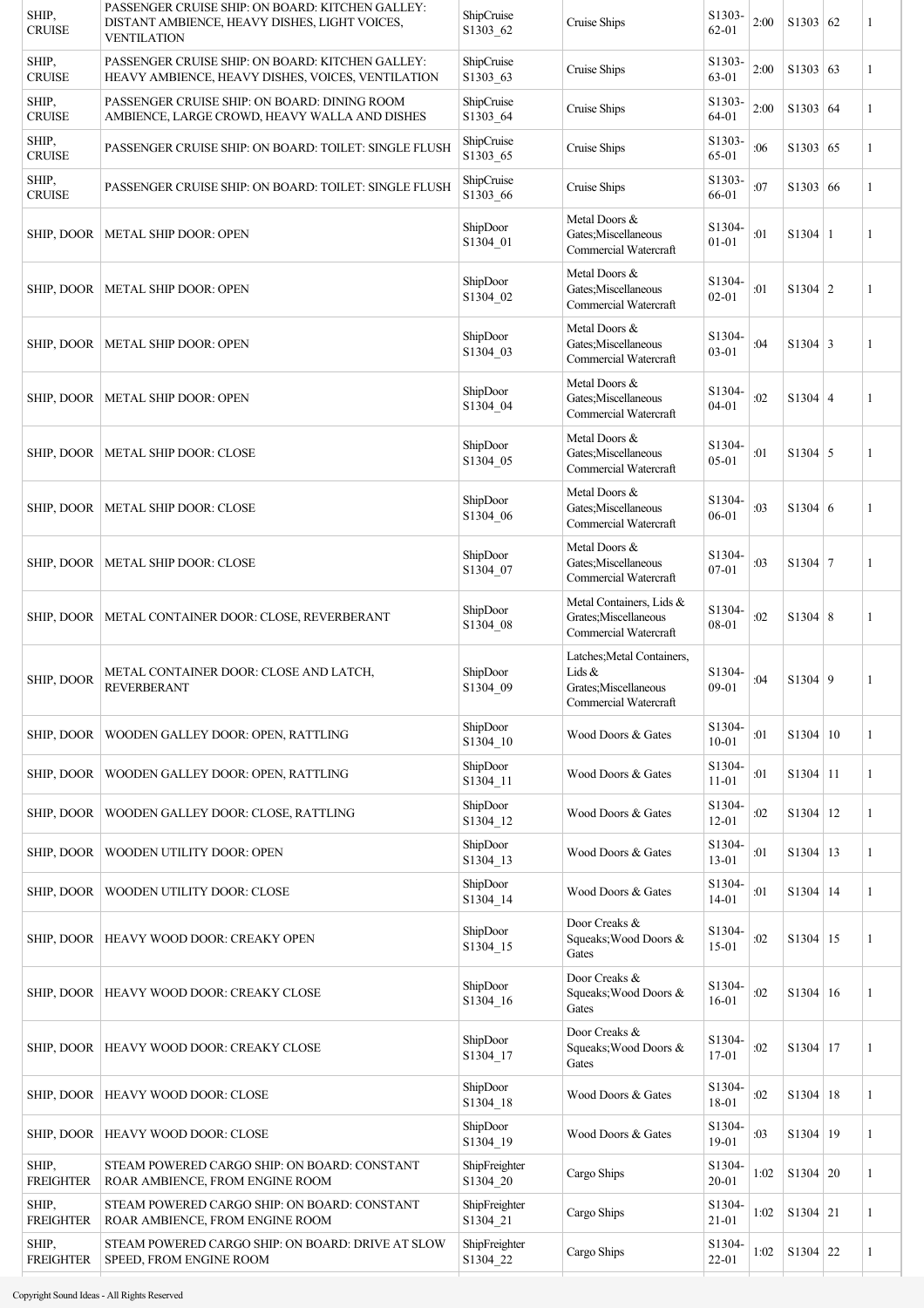| | | | | | | | | |
|---|---|---|---|---|---|---|---|---|
| SHIP, CRUISE | PASSENGER CRUISE SHIP: ON BOARD: KITCHEN GALLEY: DISTANT AMBIENCE, HEAVY DISHES, LIGHT VOICES, VENTILATION | ShipCruise S1303_62 | Cruise Ships | S1303-62-01 | 2:00 | S1303 | 62 | 1 |
| SHIP, CRUISE | PASSENGER CRUISE SHIP: ON BOARD: KITCHEN GALLEY: HEAVY AMBIENCE, HEAVY DISHES, VOICES, VENTILATION | ShipCruise S1303_63 | Cruise Ships | S1303-63-01 | 2:00 | S1303 | 63 | 1 |
| SHIP, CRUISE | PASSENGER CRUISE SHIP: ON BOARD: DINING ROOM AMBIENCE, LARGE CROWD, HEAVY WALLA AND DISHES | ShipCruise S1303_64 | Cruise Ships | S1303-64-01 | 2:00 | S1303 | 64 | 1 |
| SHIP, CRUISE | PASSENGER CRUISE SHIP: ON BOARD: TOILET: SINGLE FLUSH | ShipCruise S1303_65 | Cruise Ships | S1303-65-01 | :06 | S1303 | 65 | 1 |
| SHIP, CRUISE | PASSENGER CRUISE SHIP: ON BOARD: TOILET: SINGLE FLUSH | ShipCruise S1303_66 | Cruise Ships | S1303-66-01 | :07 | S1303 | 66 | 1 |
| SHIP, DOOR | METAL SHIP DOOR: OPEN | ShipDoor S1304_01 | Metal Doors & Gates;Miscellaneous Commercial Watercraft | S1304-01-01 | :01 | S1304 | 1 | 1 |
| SHIP, DOOR | METAL SHIP DOOR: OPEN | ShipDoor S1304_02 | Metal Doors & Gates;Miscellaneous Commercial Watercraft | S1304-02-01 | :01 | S1304 | 2 | 1 |
| SHIP, DOOR | METAL SHIP DOOR: OPEN | ShipDoor S1304_03 | Metal Doors & Gates;Miscellaneous Commercial Watercraft | S1304-03-01 | :04 | S1304 | 3 | 1 |
| SHIP, DOOR | METAL SHIP DOOR: OPEN | ShipDoor S1304_04 | Metal Doors & Gates;Miscellaneous Commercial Watercraft | S1304-04-01 | :02 | S1304 | 4 | 1 |
| SHIP, DOOR | METAL SHIP DOOR: CLOSE | ShipDoor S1304_05 | Metal Doors & Gates;Miscellaneous Commercial Watercraft | S1304-05-01 | :01 | S1304 | 5 | 1 |
| SHIP, DOOR | METAL SHIP DOOR: CLOSE | ShipDoor S1304_06 | Metal Doors & Gates;Miscellaneous Commercial Watercraft | S1304-06-01 | :03 | S1304 | 6 | 1 |
| SHIP, DOOR | METAL SHIP DOOR: CLOSE | ShipDoor S1304_07 | Metal Doors & Gates;Miscellaneous Commercial Watercraft | S1304-07-01 | :03 | S1304 | 7 | 1 |
| SHIP, DOOR | METAL CONTAINER DOOR: CLOSE, REVERBERANT | ShipDoor S1304_08 | Metal Containers, Lids & Grates;Miscellaneous Commercial Watercraft | S1304-08-01 | :02 | S1304 | 8 | 1 |
| SHIP, DOOR | METAL CONTAINER DOOR: CLOSE AND LATCH, REVERBERANT | ShipDoor S1304_09 | Latches;Metal Containers, Lids & Grates;Miscellaneous Commercial Watercraft | S1304-09-01 | :04 | S1304 | 9 | 1 |
| SHIP, DOOR | WOODEN GALLEY DOOR: OPEN, RATTLING | ShipDoor S1304_10 | Wood Doors & Gates | S1304-10-01 | :01 | S1304 | 10 | 1 |
| SHIP, DOOR | WOODEN GALLEY DOOR: OPEN, RATTLING | ShipDoor S1304_11 | Wood Doors & Gates | S1304-11-01 | :01 | S1304 | 11 | 1 |
| SHIP, DOOR | WOODEN GALLEY DOOR: CLOSE, RATTLING | ShipDoor S1304_12 | Wood Doors & Gates | S1304-12-01 | :02 | S1304 | 12 | 1 |
| SHIP, DOOR | WOODEN UTILITY DOOR: OPEN | ShipDoor S1304_13 | Wood Doors & Gates | S1304-13-01 | :01 | S1304 | 13 | 1 |
| SHIP, DOOR | WOODEN UTILITY DOOR: CLOSE | ShipDoor S1304_14 | Wood Doors & Gates | S1304-14-01 | :01 | S1304 | 14 | 1 |
| SHIP, DOOR | HEAVY WOOD DOOR: CREAKY OPEN | ShipDoor S1304_15 | Door Creaks & Squeaks;Wood Doors & Gates | S1304-15-01 | :02 | S1304 | 15 | 1 |
| SHIP, DOOR | HEAVY WOOD DOOR: CREAKY CLOSE | ShipDoor S1304_16 | Door Creaks & Squeaks;Wood Doors & Gates | S1304-16-01 | :02 | S1304 | 16 | 1 |
| SHIP, DOOR | HEAVY WOOD DOOR: CREAKY CLOSE | ShipDoor S1304_17 | Door Creaks & Squeaks;Wood Doors & Gates | S1304-17-01 | :02 | S1304 | 17 | 1 |
| SHIP, DOOR | HEAVY WOOD DOOR: CLOSE | ShipDoor S1304_18 | Wood Doors & Gates | S1304-18-01 | :02 | S1304 | 18 | 1 |
| SHIP, DOOR | HEAVY WOOD DOOR: CLOSE | ShipDoor S1304_19 | Wood Doors & Gates | S1304-19-01 | :03 | S1304 | 19 | 1 |
| SHIP, FREIGHTER | STEAM POWERED CARGO SHIP: ON BOARD: CONSTANT ROAR AMBIENCE, FROM ENGINE ROOM | ShipFreighter S1304_20 | Cargo Ships | S1304-20-01 | 1:02 | S1304 | 20 | 1 |
| SHIP, FREIGHTER | STEAM POWERED CARGO SHIP: ON BOARD: CONSTANT ROAR AMBIENCE, FROM ENGINE ROOM | ShipFreighter S1304_21 | Cargo Ships | S1304-21-01 | 1:02 | S1304 | 21 | 1 |
| SHIP, FREIGHTER | STEAM POWERED CARGO SHIP: ON BOARD: DRIVE AT SLOW SPEED, FROM ENGINE ROOM | ShipFreighter S1304_22 | Cargo Ships | S1304-22-01 | 1:02 | S1304 | 22 | 1 |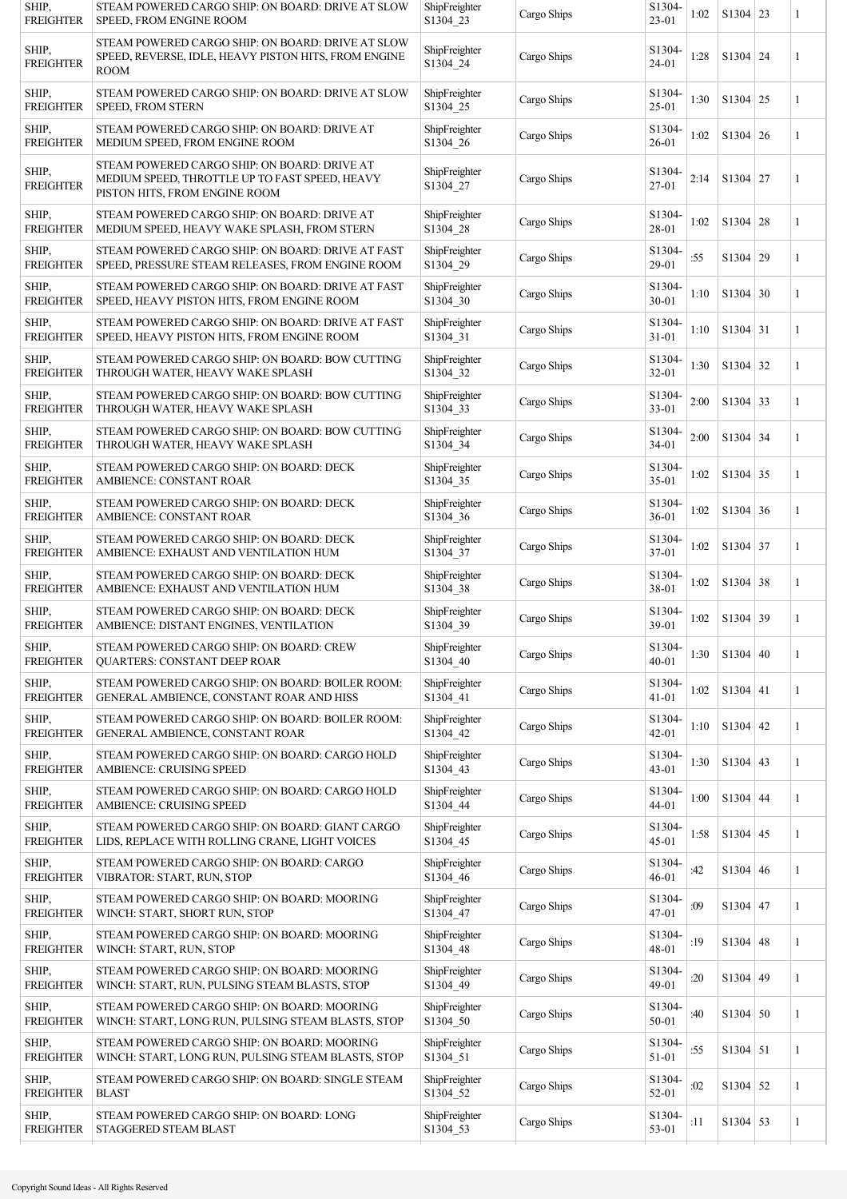| SHIP, FREIGHTER | STEAM POWERED CARGO SHIP: ON BOARD: DRIVE AT SLOW SPEED, FROM ENGINE ROOM | ShipFreighter S1304_23 | Cargo Ships | S1304-23-01 | 1:02 | S1304 | 23 | 1 |
|---|---|---|---|---|---|---|---|---|
| SHIP, FREIGHTER | STEAM POWERED CARGO SHIP: ON BOARD: DRIVE AT SLOW SPEED, REVERSE, IDLE, HEAVY PISTON HITS, FROM ENGINE ROOM | ShipFreighter S1304_24 | Cargo Ships | S1304-24-01 | 1:28 | S1304 | 24 | 1 |
| SHIP, FREIGHTER | STEAM POWERED CARGO SHIP: ON BOARD: DRIVE AT SLOW SPEED, FROM STERN | ShipFreighter S1304_25 | Cargo Ships | S1304-25-01 | 1:30 | S1304 | 25 | 1 |
| SHIP, FREIGHTER | STEAM POWERED CARGO SHIP: ON BOARD: DRIVE AT MEDIUM SPEED, FROM ENGINE ROOM | ShipFreighter S1304_26 | Cargo Ships | S1304-26-01 | 1:02 | S1304 | 26 | 1 |
| SHIP, FREIGHTER | STEAM POWERED CARGO SHIP: ON BOARD: DRIVE AT MEDIUM SPEED, THROTTLE UP TO FAST SPEED, HEAVY PISTON HITS, FROM ENGINE ROOM | ShipFreighter S1304_27 | Cargo Ships | S1304-27-01 | 2:14 | S1304 | 27 | 1 |
| SHIP, FREIGHTER | STEAM POWERED CARGO SHIP: ON BOARD: DRIVE AT MEDIUM SPEED, HEAVY WAKE SPLASH, FROM STERN | ShipFreighter S1304_28 | Cargo Ships | S1304-28-01 | 1:02 | S1304 | 28 | 1 |
| SHIP, FREIGHTER | STEAM POWERED CARGO SHIP: ON BOARD: DRIVE AT FAST SPEED, PRESSURE STEAM RELEASES, FROM ENGINE ROOM | ShipFreighter S1304_29 | Cargo Ships | S1304-29-01 | :55 | S1304 | 29 | 1 |
| SHIP, FREIGHTER | STEAM POWERED CARGO SHIP: ON BOARD: DRIVE AT FAST SPEED, HEAVY PISTON HITS, FROM ENGINE ROOM | ShipFreighter S1304_30 | Cargo Ships | S1304-30-01 | 1:10 | S1304 | 30 | 1 |
| SHIP, FREIGHTER | STEAM POWERED CARGO SHIP: ON BOARD: DRIVE AT FAST SPEED, HEAVY PISTON HITS, FROM ENGINE ROOM | ShipFreighter S1304_31 | Cargo Ships | S1304-31-01 | 1:10 | S1304 | 31 | 1 |
| SHIP, FREIGHTER | STEAM POWERED CARGO SHIP: ON BOARD: BOW CUTTING THROUGH WATER, HEAVY WAKE SPLASH | ShipFreighter S1304_32 | Cargo Ships | S1304-32-01 | 1:30 | S1304 | 32 | 1 |
| SHIP, FREIGHTER | STEAM POWERED CARGO SHIP: ON BOARD: BOW CUTTING THROUGH WATER, HEAVY WAKE SPLASH | ShipFreighter S1304_33 | Cargo Ships | S1304-33-01 | 2:00 | S1304 | 33 | 1 |
| SHIP, FREIGHTER | STEAM POWERED CARGO SHIP: ON BOARD: BOW CUTTING THROUGH WATER, HEAVY WAKE SPLASH | ShipFreighter S1304_34 | Cargo Ships | S1304-34-01 | 2:00 | S1304 | 34 | 1 |
| SHIP, FREIGHTER | STEAM POWERED CARGO SHIP: ON BOARD: DECK AMBIENCE: CONSTANT ROAR | ShipFreighter S1304_35 | Cargo Ships | S1304-35-01 | 1:02 | S1304 | 35 | 1 |
| SHIP, FREIGHTER | STEAM POWERED CARGO SHIP: ON BOARD: DECK AMBIENCE: CONSTANT ROAR | ShipFreighter S1304_36 | Cargo Ships | S1304-36-01 | 1:02 | S1304 | 36 | 1 |
| SHIP, FREIGHTER | STEAM POWERED CARGO SHIP: ON BOARD: DECK AMBIENCE: EXHAUST AND VENTILATION HUM | ShipFreighter S1304_37 | Cargo Ships | S1304-37-01 | 1:02 | S1304 | 37 | 1 |
| SHIP, FREIGHTER | STEAM POWERED CARGO SHIP: ON BOARD: DECK AMBIENCE: EXHAUST AND VENTILATION HUM | ShipFreighter S1304_38 | Cargo Ships | S1304-38-01 | 1:02 | S1304 | 38 | 1 |
| SHIP, FREIGHTER | STEAM POWERED CARGO SHIP: ON BOARD: DECK AMBIENCE: DISTANT ENGINES, VENTILATION | ShipFreighter S1304_39 | Cargo Ships | S1304-39-01 | 1:02 | S1304 | 39 | 1 |
| SHIP, FREIGHTER | STEAM POWERED CARGO SHIP: ON BOARD: CREW QUARTERS: CONSTANT DEEP ROAR | ShipFreighter S1304_40 | Cargo Ships | S1304-40-01 | 1:30 | S1304 | 40 | 1 |
| SHIP, FREIGHTER | STEAM POWERED CARGO SHIP: ON BOARD: BOILER ROOM: GENERAL AMBIENCE, CONSTANT ROAR AND HISS | ShipFreighter S1304_41 | Cargo Ships | S1304-41-01 | 1:02 | S1304 | 41 | 1 |
| SHIP, FREIGHTER | STEAM POWERED CARGO SHIP: ON BOARD: BOILER ROOM: GENERAL AMBIENCE, CONSTANT ROAR | ShipFreighter S1304_42 | Cargo Ships | S1304-42-01 | 1:10 | S1304 | 42 | 1 |
| SHIP, FREIGHTER | STEAM POWERED CARGO SHIP: ON BOARD: CARGO HOLD AMBIENCE: CRUISING SPEED | ShipFreighter S1304_43 | Cargo Ships | S1304-43-01 | 1:30 | S1304 | 43 | 1 |
| SHIP, FREIGHTER | STEAM POWERED CARGO SHIP: ON BOARD: CARGO HOLD AMBIENCE: CRUISING SPEED | ShipFreighter S1304_44 | Cargo Ships | S1304-44-01 | 1:00 | S1304 | 44 | 1 |
| SHIP, FREIGHTER | STEAM POWERED CARGO SHIP: ON BOARD: GIANT CARGO LIDS, REPLACE WITH ROLLING CRANE, LIGHT VOICES | ShipFreighter S1304_45 | Cargo Ships | S1304-45-01 | 1:58 | S1304 | 45 | 1 |
| SHIP, FREIGHTER | STEAM POWERED CARGO SHIP: ON BOARD: CARGO VIBRATOR: START, RUN, STOP | ShipFreighter S1304_46 | Cargo Ships | S1304-46-01 | :42 | S1304 | 46 | 1 |
| SHIP, FREIGHTER | STEAM POWERED CARGO SHIP: ON BOARD: MOORING WINCH: START, SHORT RUN, STOP | ShipFreighter S1304_47 | Cargo Ships | S1304-47-01 | :09 | S1304 | 47 | 1 |
| SHIP, FREIGHTER | STEAM POWERED CARGO SHIP: ON BOARD: MOORING WINCH: START, RUN, STOP | ShipFreighter S1304_48 | Cargo Ships | S1304-48-01 | :19 | S1304 | 48 | 1 |
| SHIP, FREIGHTER | STEAM POWERED CARGO SHIP: ON BOARD: MOORING WINCH: START, RUN, PULSING STEAM BLASTS, STOP | ShipFreighter S1304_49 | Cargo Ships | S1304-49-01 | :20 | S1304 | 49 | 1 |
| SHIP, FREIGHTER | STEAM POWERED CARGO SHIP: ON BOARD: MOORING WINCH: START, LONG RUN, PULSING STEAM BLASTS, STOP | ShipFreighter S1304_50 | Cargo Ships | S1304-50-01 | :40 | S1304 | 50 | 1 |
| SHIP, FREIGHTER | STEAM POWERED CARGO SHIP: ON BOARD: MOORING WINCH: START, LONG RUN, PULSING STEAM BLASTS, STOP | ShipFreighter S1304_51 | Cargo Ships | S1304-51-01 | :55 | S1304 | 51 | 1 |
| SHIP, FREIGHTER | STEAM POWERED CARGO SHIP: ON BOARD: SINGLE STEAM BLAST | ShipFreighter S1304_52 | Cargo Ships | S1304-52-01 | :02 | S1304 | 52 | 1 |
| SHIP, FREIGHTER | STEAM POWERED CARGO SHIP: ON BOARD: LONG STAGGERED STEAM BLAST | ShipFreighter S1304_53 | Cargo Ships | S1304-53-01 | :11 | S1304 | 53 | 1 |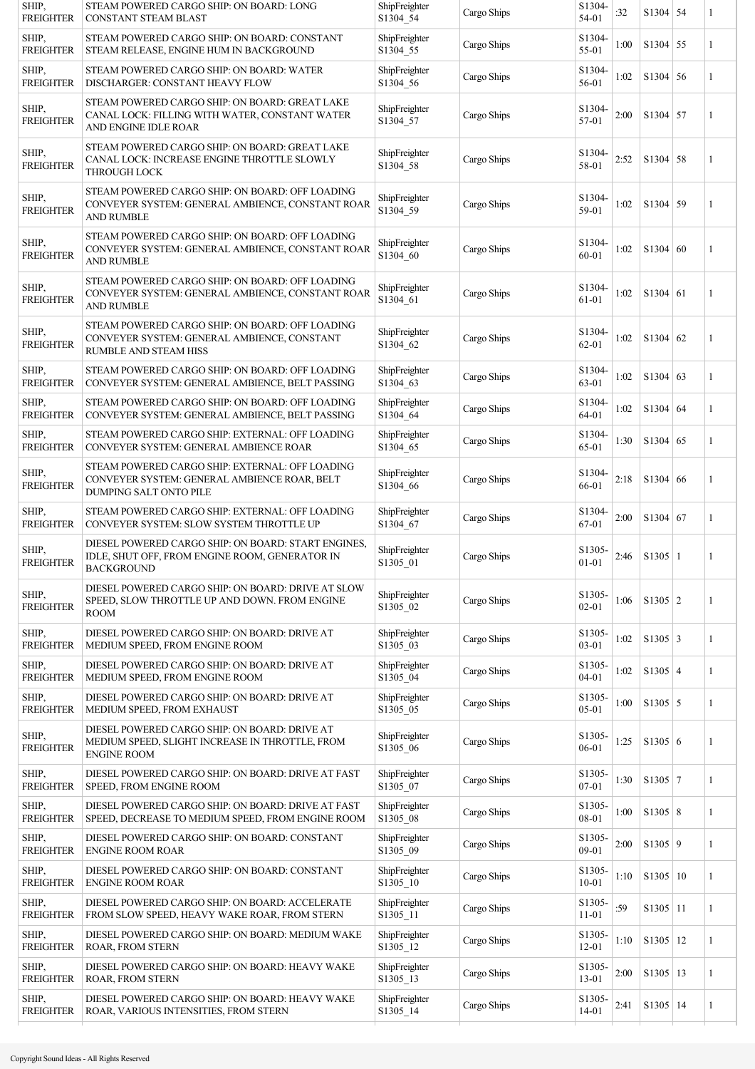| SHIP, FREIGHTER | STEAM POWERED CARGO SHIP: ON BOARD: LONG CONSTANT STEAM BLAST | ShipFreighter S1304_54 | Cargo Ships | S1304-54-01 | :32 | S1304 | 54 | 1 |
|---|---|---|---|---|---|---|---|---|
| SHIP, FREIGHTER | STEAM POWERED CARGO SHIP: ON BOARD: CONSTANT STEAM RELEASE, ENGINE HUM IN BACKGROUND | ShipFreighter S1304_55 | Cargo Ships | S1304-55-01 | 1:00 | S1304 | 55 | 1 |
| SHIP, FREIGHTER | STEAM POWERED CARGO SHIP: ON BOARD: WATER DISCHARGER: CONSTANT HEAVY FLOW | ShipFreighter S1304_56 | Cargo Ships | S1304-56-01 | 1:02 | S1304 | 56 | 1 |
| SHIP, FREIGHTER | STEAM POWERED CARGO SHIP: ON BOARD: GREAT LAKE CANAL LOCK: FILLING WITH WATER, CONSTANT WATER AND ENGINE IDLE ROAR | ShipFreighter S1304_57 | Cargo Ships | S1304-57-01 | 2:00 | S1304 | 57 | 1 |
| SHIP, FREIGHTER | STEAM POWERED CARGO SHIP: ON BOARD: GREAT LAKE CANAL LOCK: INCREASE ENGINE THROTTLE SLOWLY THROUGH LOCK | ShipFreighter S1304_58 | Cargo Ships | S1304-58-01 | 2:52 | S1304 | 58 | 1 |
| SHIP, FREIGHTER | STEAM POWERED CARGO SHIP: ON BOARD: OFF LOADING CONVEYER SYSTEM: GENERAL AMBIENCE, CONSTANT ROAR AND RUMBLE | ShipFreighter S1304_59 | Cargo Ships | S1304-59-01 | 1:02 | S1304 | 59 | 1 |
| SHIP, FREIGHTER | STEAM POWERED CARGO SHIP: ON BOARD: OFF LOADING CONVEYER SYSTEM: GENERAL AMBIENCE, CONSTANT ROAR AND RUMBLE | ShipFreighter S1304_60 | Cargo Ships | S1304-60-01 | 1:02 | S1304 | 60 | 1 |
| SHIP, FREIGHTER | STEAM POWERED CARGO SHIP: ON BOARD: OFF LOADING CONVEYER SYSTEM: GENERAL AMBIENCE, CONSTANT ROAR AND RUMBLE | ShipFreighter S1304_61 | Cargo Ships | S1304-61-01 | 1:02 | S1304 | 61 | 1 |
| SHIP, FREIGHTER | STEAM POWERED CARGO SHIP: ON BOARD: OFF LOADING CONVEYER SYSTEM: GENERAL AMBIENCE, CONSTANT RUMBLE AND STEAM HISS | ShipFreighter S1304_62 | Cargo Ships | S1304-62-01 | 1:02 | S1304 | 62 | 1 |
| SHIP, FREIGHTER | STEAM POWERED CARGO SHIP: ON BOARD: OFF LOADING CONVEYER SYSTEM: GENERAL AMBIENCE, BELT PASSING | ShipFreighter S1304_63 | Cargo Ships | S1304-63-01 | 1:02 | S1304 | 63 | 1 |
| SHIP, FREIGHTER | STEAM POWERED CARGO SHIP: ON BOARD: OFF LOADING CONVEYER SYSTEM: GENERAL AMBIENCE, BELT PASSING | ShipFreighter S1304_64 | Cargo Ships | S1304-64-01 | 1:02 | S1304 | 64 | 1 |
| SHIP, FREIGHTER | STEAM POWERED CARGO SHIP: EXTERNAL: OFF LOADING CONVEYER SYSTEM: GENERAL AMBIENCE ROAR | ShipFreighter S1304_65 | Cargo Ships | S1304-65-01 | 1:30 | S1304 | 65 | 1 |
| SHIP, FREIGHTER | STEAM POWERED CARGO SHIP: EXTERNAL: OFF LOADING CONVEYER SYSTEM: GENERAL AMBIENCE ROAR, BELT DUMPING SALT ONTO PILE | ShipFreighter S1304_66 | Cargo Ships | S1304-66-01 | 2:18 | S1304 | 66 | 1 |
| SHIP, FREIGHTER | STEAM POWERED CARGO SHIP: EXTERNAL: OFF LOADING CONVEYER SYSTEM: SLOW SYSTEM THROTTLE UP | ShipFreighter S1304_67 | Cargo Ships | S1304-67-01 | 2:00 | S1304 | 67 | 1 |
| SHIP, FREIGHTER | DIESEL POWERED CARGO SHIP: ON BOARD: START ENGINES, IDLE, SHUT OFF, FROM ENGINE ROOM, GENERATOR IN BACKGROUND | ShipFreighter S1305_01 | Cargo Ships | S1305-01-01 | 2:46 | S1305 | 1 | 1 |
| SHIP, FREIGHTER | DIESEL POWERED CARGO SHIP: ON BOARD: DRIVE AT SLOW SPEED, SLOW THROTTLE UP AND DOWN. FROM ENGINE ROOM | ShipFreighter S1305_02 | Cargo Ships | S1305-02-01 | 1:06 | S1305 | 2 | 1 |
| SHIP, FREIGHTER | DIESEL POWERED CARGO SHIP: ON BOARD: DRIVE AT MEDIUM SPEED, FROM ENGINE ROOM | ShipFreighter S1305_03 | Cargo Ships | S1305-03-01 | 1:02 | S1305 | 3 | 1 |
| SHIP, FREIGHTER | DIESEL POWERED CARGO SHIP: ON BOARD: DRIVE AT MEDIUM SPEED, FROM ENGINE ROOM | ShipFreighter S1305_04 | Cargo Ships | S1305-04-01 | 1:02 | S1305 | 4 | 1 |
| SHIP, FREIGHTER | DIESEL POWERED CARGO SHIP: ON BOARD: DRIVE AT MEDIUM SPEED, FROM EXHAUST | ShipFreighter S1305_05 | Cargo Ships | S1305-05-01 | 1:00 | S1305 | 5 | 1 |
| SHIP, FREIGHTER | DIESEL POWERED CARGO SHIP: ON BOARD: DRIVE AT MEDIUM SPEED, SLIGHT INCREASE IN THROTTLE, FROM ENGINE ROOM | ShipFreighter S1305_06 | Cargo Ships | S1305-06-01 | 1:25 | S1305 | 6 | 1 |
| SHIP, FREIGHTER | DIESEL POWERED CARGO SHIP: ON BOARD: DRIVE AT FAST SPEED, FROM ENGINE ROOM | ShipFreighter S1305_07 | Cargo Ships | S1305-07-01 | 1:30 | S1305 | 7 | 1 |
| SHIP, FREIGHTER | DIESEL POWERED CARGO SHIP: ON BOARD: DRIVE AT FAST SPEED, DECREASE TO MEDIUM SPEED, FROM ENGINE ROOM | ShipFreighter S1305_08 | Cargo Ships | S1305-08-01 | 1:00 | S1305 | 8 | 1 |
| SHIP, FREIGHTER | DIESEL POWERED CARGO SHIP: ON BOARD: CONSTANT ENGINE ROOM ROAR | ShipFreighter S1305_09 | Cargo Ships | S1305-09-01 | 2:00 | S1305 | 9 | 1 |
| SHIP, FREIGHTER | DIESEL POWERED CARGO SHIP: ON BOARD: CONSTANT ENGINE ROOM ROAR | ShipFreighter S1305_10 | Cargo Ships | S1305-10-01 | 1:10 | S1305 | 10 | 1 |
| SHIP, FREIGHTER | DIESEL POWERED CARGO SHIP: ON BOARD: ACCELERATE FROM SLOW SPEED, HEAVY WAKE ROAR, FROM STERN | ShipFreighter S1305_11 | Cargo Ships | S1305-11-01 | :59 | S1305 | 11 | 1 |
| SHIP, FREIGHTER | DIESEL POWERED CARGO SHIP: ON BOARD: MEDIUM WAKE ROAR, FROM STERN | ShipFreighter S1305_12 | Cargo Ships | S1305-12-01 | 1:10 | S1305 | 12 | 1 |
| SHIP, FREIGHTER | DIESEL POWERED CARGO SHIP: ON BOARD: HEAVY WAKE ROAR, FROM STERN | ShipFreighter S1305_13 | Cargo Ships | S1305-13-01 | 2:00 | S1305 | 13 | 1 |
| SHIP, FREIGHTER | DIESEL POWERED CARGO SHIP: ON BOARD: HEAVY WAKE ROAR, VARIOUS INTENSITIES, FROM STERN | ShipFreighter S1305_14 | Cargo Ships | S1305-14-01 | 2:41 | S1305 | 14 | 1 |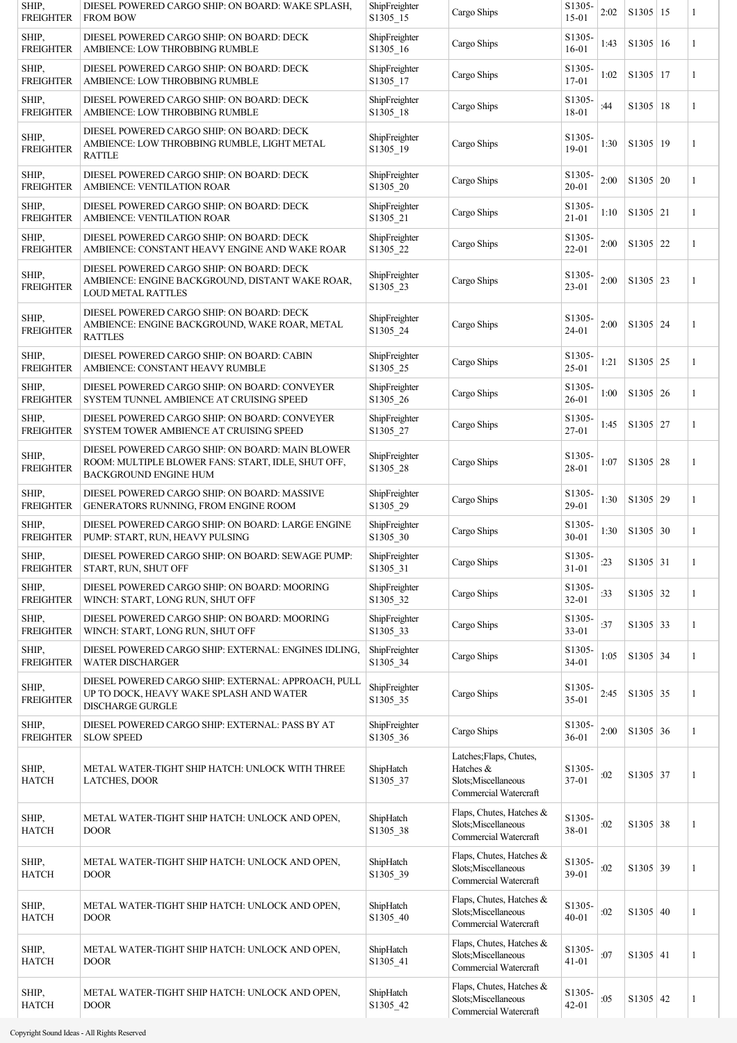| SHIP, FREIGHTER | DIESEL POWERED CARGO SHIP: ON BOARD: WAKE SPLASH, FROM BOW | ShipFreighter S1305_15 | Cargo Ships | S1305-15-01 | 2:02 | S1305 | 15 | 1 |
|---|---|---|---|---|---|---|---|---|
| SHIP, FREIGHTER | DIESEL POWERED CARGO SHIP: ON BOARD: DECK AMBIENCE: LOW THROBBING RUMBLE | ShipFreighter S1305_16 | Cargo Ships | S1305-16-01 | 1:43 | S1305 | 16 | 1 |
| SHIP, FREIGHTER | DIESEL POWERED CARGO SHIP: ON BOARD: DECK AMBIENCE: LOW THROBBING RUMBLE | ShipFreighter S1305_17 | Cargo Ships | S1305-17-01 | 1:02 | S1305 | 17 | 1 |
| SHIP, FREIGHTER | DIESEL POWERED CARGO SHIP: ON BOARD: DECK AMBIENCE: LOW THROBBING RUMBLE | ShipFreighter S1305_18 | Cargo Ships | S1305-18-01 | :44 | S1305 | 18 | 1 |
| SHIP, FREIGHTER | DIESEL POWERED CARGO SHIP: ON BOARD: DECK AMBIENCE: LOW THROBBING RUMBLE, LIGHT METAL RATTLE | ShipFreighter S1305_19 | Cargo Ships | S1305-19-01 | 1:30 | S1305 | 19 | 1 |
| SHIP, FREIGHTER | DIESEL POWERED CARGO SHIP: ON BOARD: DECK AMBIENCE: VENTILATION ROAR | ShipFreighter S1305_20 | Cargo Ships | S1305-20-01 | 2:00 | S1305 | 20 | 1 |
| SHIP, FREIGHTER | DIESEL POWERED CARGO SHIP: ON BOARD: DECK AMBIENCE: VENTILATION ROAR | ShipFreighter S1305_21 | Cargo Ships | S1305-21-01 | 1:10 | S1305 | 21 | 1 |
| SHIP, FREIGHTER | DIESEL POWERED CARGO SHIP: ON BOARD: DECK AMBIENCE: CONSTANT HEAVY ENGINE AND WAKE ROAR | ShipFreighter S1305_22 | Cargo Ships | S1305-22-01 | 2:00 | S1305 | 22 | 1 |
| SHIP, FREIGHTER | DIESEL POWERED CARGO SHIP: ON BOARD: DECK AMBIENCE: ENGINE BACKGROUND, DISTANT WAKE ROAR, LOUD METAL RATTLES | ShipFreighter S1305_23 | Cargo Ships | S1305-23-01 | 2:00 | S1305 | 23 | 1 |
| SHIP, FREIGHTER | DIESEL POWERED CARGO SHIP: ON BOARD: DECK AMBIENCE: ENGINE BACKGROUND, WAKE ROAR, METAL RATTLES | ShipFreighter S1305_24 | Cargo Ships | S1305-24-01 | 2:00 | S1305 | 24 | 1 |
| SHIP, FREIGHTER | DIESEL POWERED CARGO SHIP: ON BOARD: CABIN AMBIENCE: CONSTANT HEAVY RUMBLE | ShipFreighter S1305_25 | Cargo Ships | S1305-25-01 | 1:21 | S1305 | 25 | 1 |
| SHIP, FREIGHTER | DIESEL POWERED CARGO SHIP: ON BOARD: CONVEYER SYSTEM TUNNEL AMBIENCE AT CRUISING SPEED | ShipFreighter S1305_26 | Cargo Ships | S1305-26-01 | 1:00 | S1305 | 26 | 1 |
| SHIP, FREIGHTER | DIESEL POWERED CARGO SHIP: ON BOARD: CONVEYER SYSTEM TOWER AMBIENCE AT CRUISING SPEED | ShipFreighter S1305_27 | Cargo Ships | S1305-27-01 | 1:45 | S1305 | 27 | 1 |
| SHIP, FREIGHTER | DIESEL POWERED CARGO SHIP: ON BOARD: MAIN BLOWER ROOM: MULTIPLE BLOWER FANS: START, IDLE, SHUT OFF, BACKGROUND ENGINE HUM | ShipFreighter S1305_28 | Cargo Ships | S1305-28-01 | 1:07 | S1305 | 28 | 1 |
| SHIP, FREIGHTER | DIESEL POWERED CARGO SHIP: ON BOARD: MASSIVE GENERATORS RUNNING, FROM ENGINE ROOM | ShipFreighter S1305_29 | Cargo Ships | S1305-29-01 | 1:30 | S1305 | 29 | 1 |
| SHIP, FREIGHTER | DIESEL POWERED CARGO SHIP: ON BOARD: LARGE ENGINE PUMP: START, RUN, HEAVY PULSING | ShipFreighter S1305_30 | Cargo Ships | S1305-30-01 | 1:30 | S1305 | 30 | 1 |
| SHIP, FREIGHTER | DIESEL POWERED CARGO SHIP: ON BOARD: SEWAGE PUMP: START, RUN, SHUT OFF | ShipFreighter S1305_31 | Cargo Ships | S1305-31-01 | :23 | S1305 | 31 | 1 |
| SHIP, FREIGHTER | DIESEL POWERED CARGO SHIP: ON BOARD: MOORING WINCH: START, LONG RUN, SHUT OFF | ShipFreighter S1305_32 | Cargo Ships | S1305-32-01 | :33 | S1305 | 32 | 1 |
| SHIP, FREIGHTER | DIESEL POWERED CARGO SHIP: ON BOARD: MOORING WINCH: START, LONG RUN, SHUT OFF | ShipFreighter S1305_33 | Cargo Ships | S1305-33-01 | :37 | S1305 | 33 | 1 |
| SHIP, FREIGHTER | DIESEL POWERED CARGO SHIP: EXTERNAL: ENGINES IDLING, WATER DISCHARGER | ShipFreighter S1305_34 | Cargo Ships | S1305-34-01 | 1:05 | S1305 | 34 | 1 |
| SHIP, FREIGHTER | DIESEL POWERED CARGO SHIP: EXTERNAL: APPROACH, PULL UP TO DOCK, HEAVY WAKE SPLASH AND WATER DISCHARGE GURGLE | ShipFreighter S1305_35 | Cargo Ships | S1305-35-01 | 2:45 | S1305 | 35 | 1 |
| SHIP, FREIGHTER | DIESEL POWERED CARGO SHIP: EXTERNAL: PASS BY AT SLOW SPEED | ShipFreighter S1305_36 | Cargo Ships | S1305-36-01 | 2:00 | S1305 | 36 | 1 |
| SHIP, HATCH | METAL WATER-TIGHT SHIP HATCH: UNLOCK WITH THREE LATCHES, DOOR | ShipHatch S1305_37 | Latches;Flaps, Chutes, Hatches & Slots;Miscellaneous Commercial Watercraft | S1305-37-01 | :02 | S1305 | 37 | 1 |
| SHIP, HATCH | METAL WATER-TIGHT SHIP HATCH: UNLOCK AND OPEN, DOOR | ShipHatch S1305_38 | Flaps, Chutes, Hatches & Slots;Miscellaneous Commercial Watercraft | S1305-38-01 | :02 | S1305 | 38 | 1 |
| SHIP, HATCH | METAL WATER-TIGHT SHIP HATCH: UNLOCK AND OPEN, DOOR | ShipHatch S1305_39 | Flaps, Chutes, Hatches & Slots;Miscellaneous Commercial Watercraft | S1305-39-01 | :02 | S1305 | 39 | 1 |
| SHIP, HATCH | METAL WATER-TIGHT SHIP HATCH: UNLOCK AND OPEN, DOOR | ShipHatch S1305_40 | Flaps, Chutes, Hatches & Slots;Miscellaneous Commercial Watercraft | S1305-40-01 | :02 | S1305 | 40 | 1 |
| SHIP, HATCH | METAL WATER-TIGHT SHIP HATCH: UNLOCK AND OPEN, DOOR | ShipHatch S1305_41 | Flaps, Chutes, Hatches & Slots;Miscellaneous Commercial Watercraft | S1305-41-01 | :07 | S1305 | 41 | 1 |
| SHIP, HATCH | METAL WATER-TIGHT SHIP HATCH: UNLOCK AND OPEN, DOOR | ShipHatch S1305_42 | Flaps, Chutes, Hatches & Slots;Miscellaneous Commercial Watercraft | S1305-42-01 | :05 | S1305 | 42 | 1 |

Copyright Sound Ideas - All Rights Reserved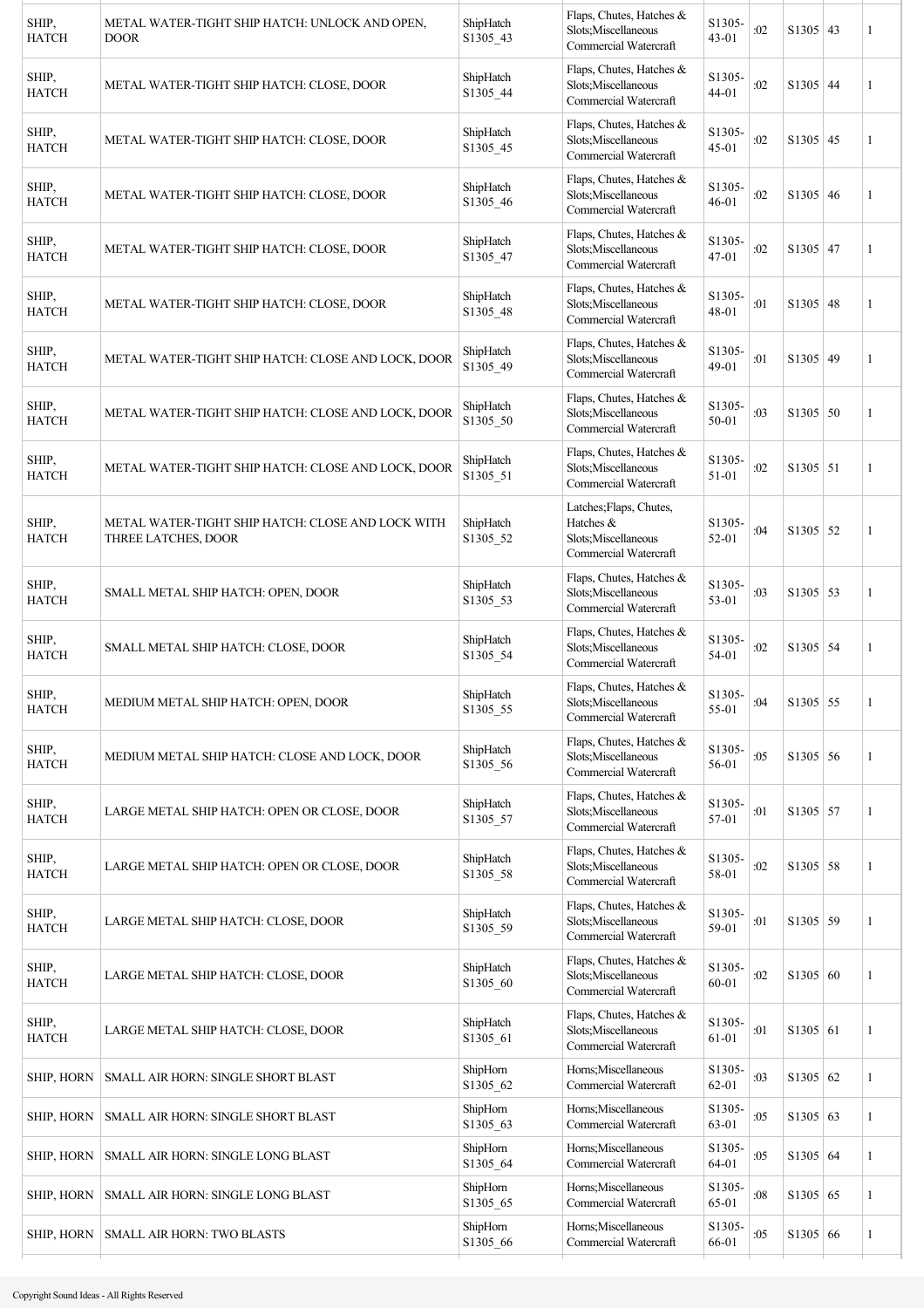| | | | | | | | | |
|---|---|---|---|---|---|---|---|---|
| SHIP, HATCH | METAL WATER-TIGHT SHIP HATCH: UNLOCK AND OPEN, DOOR | ShipHatch S1305_43 | Flaps, Chutes, Hatches & Slots;Miscellaneous Commercial Watercraft | S1305-43-01 | :02 | S1305 | 43 | 1 |
| SHIP, HATCH | METAL WATER-TIGHT SHIP HATCH: CLOSE, DOOR | ShipHatch S1305_44 | Flaps, Chutes, Hatches & Slots;Miscellaneous Commercial Watercraft | S1305-44-01 | :02 | S1305 | 44 | 1 |
| SHIP, HATCH | METAL WATER-TIGHT SHIP HATCH: CLOSE, DOOR | ShipHatch S1305_45 | Flaps, Chutes, Hatches & Slots;Miscellaneous Commercial Watercraft | S1305-45-01 | :02 | S1305 | 45 | 1 |
| SHIP, HATCH | METAL WATER-TIGHT SHIP HATCH: CLOSE, DOOR | ShipHatch S1305_46 | Flaps, Chutes, Hatches & Slots;Miscellaneous Commercial Watercraft | S1305-46-01 | :02 | S1305 | 46 | 1 |
| SHIP, HATCH | METAL WATER-TIGHT SHIP HATCH: CLOSE, DOOR | ShipHatch S1305_47 | Flaps, Chutes, Hatches & Slots;Miscellaneous Commercial Watercraft | S1305-47-01 | :02 | S1305 | 47 | 1 |
| SHIP, HATCH | METAL WATER-TIGHT SHIP HATCH: CLOSE, DOOR | ShipHatch S1305_48 | Flaps, Chutes, Hatches & Slots;Miscellaneous Commercial Watercraft | S1305-48-01 | :01 | S1305 | 48 | 1 |
| SHIP, HATCH | METAL WATER-TIGHT SHIP HATCH: CLOSE AND LOCK, DOOR | ShipHatch S1305_49 | Flaps, Chutes, Hatches & Slots;Miscellaneous Commercial Watercraft | S1305-49-01 | :01 | S1305 | 49 | 1 |
| SHIP, HATCH | METAL WATER-TIGHT SHIP HATCH: CLOSE AND LOCK, DOOR | ShipHatch S1305_50 | Flaps, Chutes, Hatches & Slots;Miscellaneous Commercial Watercraft | S1305-50-01 | :03 | S1305 | 50 | 1 |
| SHIP, HATCH | METAL WATER-TIGHT SHIP HATCH: CLOSE AND LOCK, DOOR | ShipHatch S1305_51 | Flaps, Chutes, Hatches & Slots;Miscellaneous Commercial Watercraft | S1305-51-01 | :02 | S1305 | 51 | 1 |
| SHIP, HATCH | METAL WATER-TIGHT SHIP HATCH: CLOSE AND LOCK WITH THREE LATCHES, DOOR | ShipHatch S1305_52 | Latches;Flaps, Chutes, Hatches & Slots;Miscellaneous Commercial Watercraft | S1305-52-01 | :04 | S1305 | 52 | 1 |
| SHIP, HATCH | SMALL METAL SHIP HATCH: OPEN, DOOR | ShipHatch S1305_53 | Flaps, Chutes, Hatches & Slots;Miscellaneous Commercial Watercraft | S1305-53-01 | :03 | S1305 | 53 | 1 |
| SHIP, HATCH | SMALL METAL SHIP HATCH: CLOSE, DOOR | ShipHatch S1305_54 | Flaps, Chutes, Hatches & Slots;Miscellaneous Commercial Watercraft | S1305-54-01 | :02 | S1305 | 54 | 1 |
| SHIP, HATCH | MEDIUM METAL SHIP HATCH: OPEN, DOOR | ShipHatch S1305_55 | Flaps, Chutes, Hatches & Slots;Miscellaneous Commercial Watercraft | S1305-55-01 | :04 | S1305 | 55 | 1 |
| SHIP, HATCH | MEDIUM METAL SHIP HATCH: CLOSE AND LOCK, DOOR | ShipHatch S1305_56 | Flaps, Chutes, Hatches & Slots;Miscellaneous Commercial Watercraft | S1305-56-01 | :05 | S1305 | 56 | 1 |
| SHIP, HATCH | LARGE METAL SHIP HATCH: OPEN OR CLOSE, DOOR | ShipHatch S1305_57 | Flaps, Chutes, Hatches & Slots;Miscellaneous Commercial Watercraft | S1305-57-01 | :01 | S1305 | 57 | 1 |
| SHIP, HATCH | LARGE METAL SHIP HATCH: OPEN OR CLOSE, DOOR | ShipHatch S1305_58 | Flaps, Chutes, Hatches & Slots;Miscellaneous Commercial Watercraft | S1305-58-01 | :02 | S1305 | 58 | 1 |
| SHIP, HATCH | LARGE METAL SHIP HATCH: CLOSE, DOOR | ShipHatch S1305_59 | Flaps, Chutes, Hatches & Slots;Miscellaneous Commercial Watercraft | S1305-59-01 | :01 | S1305 | 59 | 1 |
| SHIP, HATCH | LARGE METAL SHIP HATCH: CLOSE, DOOR | ShipHatch S1305_60 | Flaps, Chutes, Hatches & Slots;Miscellaneous Commercial Watercraft | S1305-60-01 | :02 | S1305 | 60 | 1 |
| SHIP, HATCH | LARGE METAL SHIP HATCH: CLOSE, DOOR | ShipHatch S1305_61 | Flaps, Chutes, Hatches & Slots;Miscellaneous Commercial Watercraft | S1305-61-01 | :01 | S1305 | 61 | 1 |
| SHIP, HORN | SMALL AIR HORN: SINGLE SHORT BLAST | ShipHorn S1305_62 | Horns;Miscellaneous Commercial Watercraft | S1305-62-01 | :03 | S1305 | 62 | 1 |
| SHIP, HORN | SMALL AIR HORN: SINGLE SHORT BLAST | ShipHorn S1305_63 | Horns;Miscellaneous Commercial Watercraft | S1305-63-01 | :05 | S1305 | 63 | 1 |
| SHIP, HORN | SMALL AIR HORN: SINGLE LONG BLAST | ShipHorn S1305_64 | Horns;Miscellaneous Commercial Watercraft | S1305-64-01 | :05 | S1305 | 64 | 1 |
| SHIP, HORN | SMALL AIR HORN: SINGLE LONG BLAST | ShipHorn S1305_65 | Horns;Miscellaneous Commercial Watercraft | S1305-65-01 | :08 | S1305 | 65 | 1 |
| SHIP, HORN | SMALL AIR HORN: TWO BLASTS | ShipHorn S1305_66 | Horns;Miscellaneous Commercial Watercraft | S1305-66-01 | :05 | S1305 | 66 | 1 |

Copyright Sound Ideas - All Rights Reserved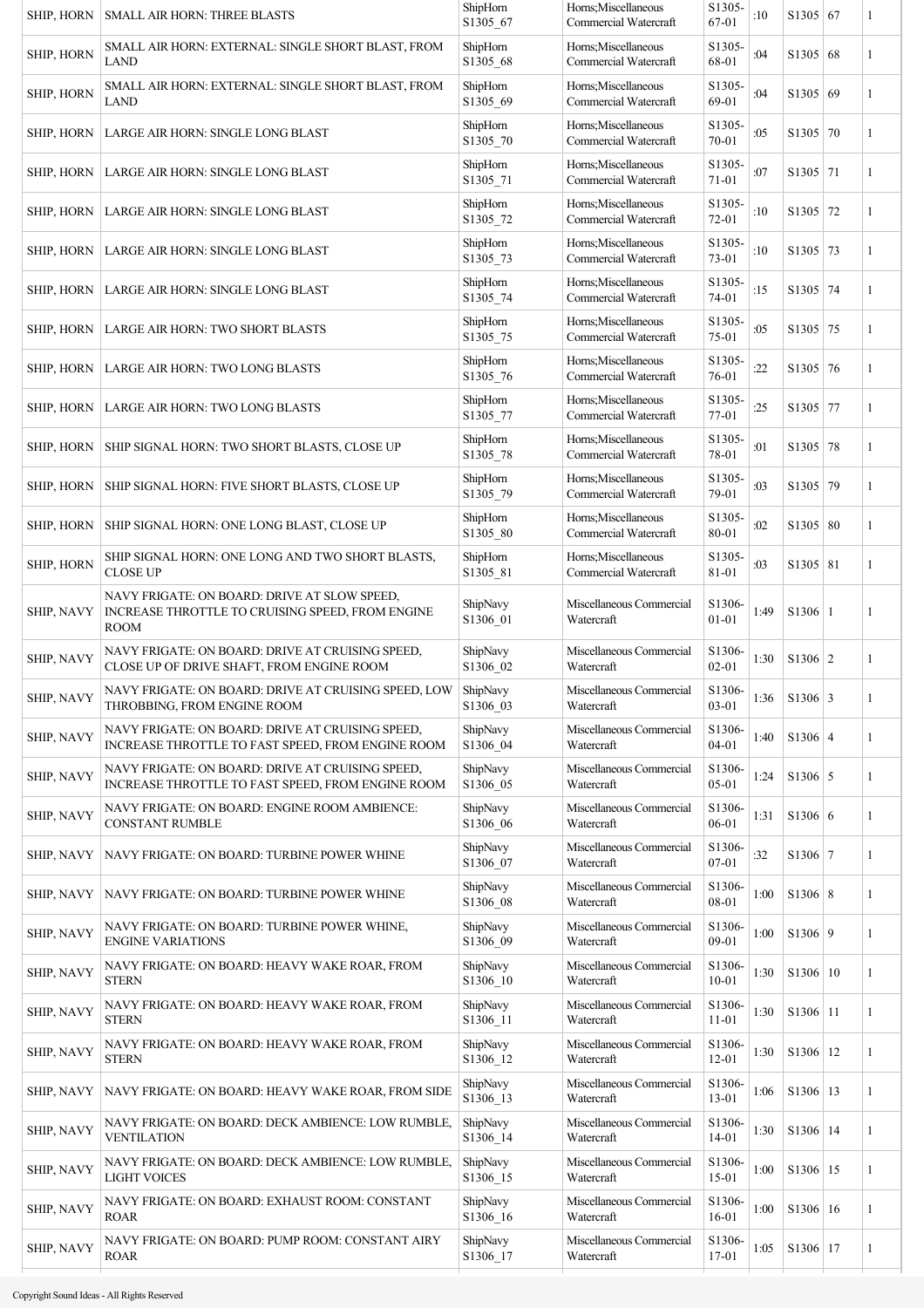| | | | | | | | | |
|---|---|---|---|---|---|---|---|---|
| SHIP, HORN | SMALL AIR HORN: THREE BLASTS | ShipHorn S1305_67 | Horns;Miscellaneous Commercial Watercraft | S1305-67-01 | :10 | S1305 | 67 | 1 |
| SHIP, HORN | SMALL AIR HORN: EXTERNAL: SINGLE SHORT BLAST, FROM LAND | ShipHorn S1305_68 | Horns;Miscellaneous Commercial Watercraft | S1305-68-01 | :04 | S1305 | 68 | 1 |
| SHIP, HORN | SMALL AIR HORN: EXTERNAL: SINGLE SHORT BLAST, FROM LAND | ShipHorn S1305_69 | Horns;Miscellaneous Commercial Watercraft | S1305-69-01 | :04 | S1305 | 69 | 1 |
| SHIP, HORN | LARGE AIR HORN: SINGLE LONG BLAST | ShipHorn S1305_70 | Horns;Miscellaneous Commercial Watercraft | S1305-70-01 | :05 | S1305 | 70 | 1 |
| SHIP, HORN | LARGE AIR HORN: SINGLE LONG BLAST | ShipHorn S1305_71 | Horns;Miscellaneous Commercial Watercraft | S1305-71-01 | :07 | S1305 | 71 | 1 |
| SHIP, HORN | LARGE AIR HORN: SINGLE LONG BLAST | ShipHorn S1305_72 | Horns;Miscellaneous Commercial Watercraft | S1305-72-01 | :10 | S1305 | 72 | 1 |
| SHIP, HORN | LARGE AIR HORN: SINGLE LONG BLAST | ShipHorn S1305_73 | Horns;Miscellaneous Commercial Watercraft | S1305-73-01 | :10 | S1305 | 73 | 1 |
| SHIP, HORN | LARGE AIR HORN: SINGLE LONG BLAST | ShipHorn S1305_74 | Horns;Miscellaneous Commercial Watercraft | S1305-74-01 | :15 | S1305 | 74 | 1 |
| SHIP, HORN | LARGE AIR HORN: TWO SHORT BLASTS | ShipHorn S1305_75 | Horns;Miscellaneous Commercial Watercraft | S1305-75-01 | :05 | S1305 | 75 | 1 |
| SHIP, HORN | LARGE AIR HORN: TWO LONG BLASTS | ShipHorn S1305_76 | Horns;Miscellaneous Commercial Watercraft | S1305-76-01 | :22 | S1305 | 76 | 1 |
| SHIP, HORN | LARGE AIR HORN: TWO LONG BLASTS | ShipHorn S1305_77 | Horns;Miscellaneous Commercial Watercraft | S1305-77-01 | :25 | S1305 | 77 | 1 |
| SHIP, HORN | SHIP SIGNAL HORN: TWO SHORT BLASTS, CLOSE UP | ShipHorn S1305_78 | Horns;Miscellaneous Commercial Watercraft | S1305-78-01 | :01 | S1305 | 78 | 1 |
| SHIP, HORN | SHIP SIGNAL HORN: FIVE SHORT BLASTS, CLOSE UP | ShipHorn S1305_79 | Horns;Miscellaneous Commercial Watercraft | S1305-79-01 | :03 | S1305 | 79 | 1 |
| SHIP, HORN | SHIP SIGNAL HORN: ONE LONG BLAST, CLOSE UP | ShipHorn S1305_80 | Horns;Miscellaneous Commercial Watercraft | S1305-80-01 | :02 | S1305 | 80 | 1 |
| SHIP, HORN | SHIP SIGNAL HORN: ONE LONG AND TWO SHORT BLASTS, CLOSE UP | ShipHorn S1305_81 | Horns;Miscellaneous Commercial Watercraft | S1305-81-01 | :03 | S1305 | 81 | 1 |
| SHIP, NAVY | NAVY FRIGATE: ON BOARD: DRIVE AT SLOW SPEED, INCREASE THROTTLE TO CRUISING SPEED, FROM ENGINE ROOM | ShipNavy S1306_01 | Miscellaneous Commercial Watercraft | S1306-01-01 | 1:49 | S1306 | 1 | 1 |
| SHIP, NAVY | NAVY FRIGATE: ON BOARD: DRIVE AT CRUISING SPEED, CLOSE UP OF DRIVE SHAFT, FROM ENGINE ROOM | ShipNavy S1306_02 | Miscellaneous Commercial Watercraft | S1306-02-01 | 1:30 | S1306 | 2 | 1 |
| SHIP, NAVY | NAVY FRIGATE: ON BOARD: DRIVE AT CRUISING SPEED, LOW THROBBING, FROM ENGINE ROOM | ShipNavy S1306_03 | Miscellaneous Commercial Watercraft | S1306-03-01 | 1:36 | S1306 | 3 | 1 |
| SHIP, NAVY | NAVY FRIGATE: ON BOARD: DRIVE AT CRUISING SPEED, INCREASE THROTTLE TO FAST SPEED, FROM ENGINE ROOM | ShipNavy S1306_04 | Miscellaneous Commercial Watercraft | S1306-04-01 | 1:40 | S1306 | 4 | 1 |
| SHIP, NAVY | NAVY FRIGATE: ON BOARD: DRIVE AT CRUISING SPEED, INCREASE THROTTLE TO FAST SPEED, FROM ENGINE ROOM | ShipNavy S1306_05 | Miscellaneous Commercial Watercraft | S1306-05-01 | 1:24 | S1306 | 5 | 1 |
| SHIP, NAVY | NAVY FRIGATE: ON BOARD: ENGINE ROOM AMBIENCE: CONSTANT RUMBLE | ShipNavy S1306_06 | Miscellaneous Commercial Watercraft | S1306-06-01 | 1:31 | S1306 | 6 | 1 |
| SHIP, NAVY | NAVY FRIGATE: ON BOARD: TURBINE POWER WHINE | ShipNavy S1306_07 | Miscellaneous Commercial Watercraft | S1306-07-01 | :32 | S1306 | 7 | 1 |
| SHIP, NAVY | NAVY FRIGATE: ON BOARD: TURBINE POWER WHINE | ShipNavy S1306_08 | Miscellaneous Commercial Watercraft | S1306-08-01 | 1:00 | S1306 | 8 | 1 |
| SHIP, NAVY | NAVY FRIGATE: ON BOARD: TURBINE POWER WHINE, ENGINE VARIATIONS | ShipNavy S1306_09 | Miscellaneous Commercial Watercraft | S1306-09-01 | 1:00 | S1306 | 9 | 1 |
| SHIP, NAVY | NAVY FRIGATE: ON BOARD: HEAVY WAKE ROAR, FROM STERN | ShipNavy S1306_10 | Miscellaneous Commercial Watercraft | S1306-10-01 | 1:30 | S1306 | 10 | 1 |
| SHIP, NAVY | NAVY FRIGATE: ON BOARD: HEAVY WAKE ROAR, FROM STERN | ShipNavy S1306_11 | Miscellaneous Commercial Watercraft | S1306-11-01 | 1:30 | S1306 | 11 | 1 |
| SHIP, NAVY | NAVY FRIGATE: ON BOARD: HEAVY WAKE ROAR, FROM STERN | ShipNavy S1306_12 | Miscellaneous Commercial Watercraft | S1306-12-01 | 1:30 | S1306 | 12 | 1 |
| SHIP, NAVY | NAVY FRIGATE: ON BOARD: HEAVY WAKE ROAR, FROM SIDE | ShipNavy S1306_13 | Miscellaneous Commercial Watercraft | S1306-13-01 | 1:06 | S1306 | 13 | 1 |
| SHIP, NAVY | NAVY FRIGATE: ON BOARD: DECK AMBIENCE: LOW RUMBLE, VENTILATION | ShipNavy S1306_14 | Miscellaneous Commercial Watercraft | S1306-14-01 | 1:30 | S1306 | 14 | 1 |
| SHIP, NAVY | NAVY FRIGATE: ON BOARD: DECK AMBIENCE: LOW RUMBLE, LIGHT VOICES | ShipNavy S1306_15 | Miscellaneous Commercial Watercraft | S1306-15-01 | 1:00 | S1306 | 15 | 1 |
| SHIP, NAVY | NAVY FRIGATE: ON BOARD: EXHAUST ROOM: CONSTANT ROAR | ShipNavy S1306_16 | Miscellaneous Commercial Watercraft | S1306-16-01 | 1:00 | S1306 | 16 | 1 |
| SHIP, NAVY | NAVY FRIGATE: ON BOARD: PUMP ROOM: CONSTANT AIRY ROAR | ShipNavy S1306_17 | Miscellaneous Commercial Watercraft | S1306-17-01 | 1:05 | S1306 | 17 | 1 |

Copyright Sound Ideas - All Rights Reserved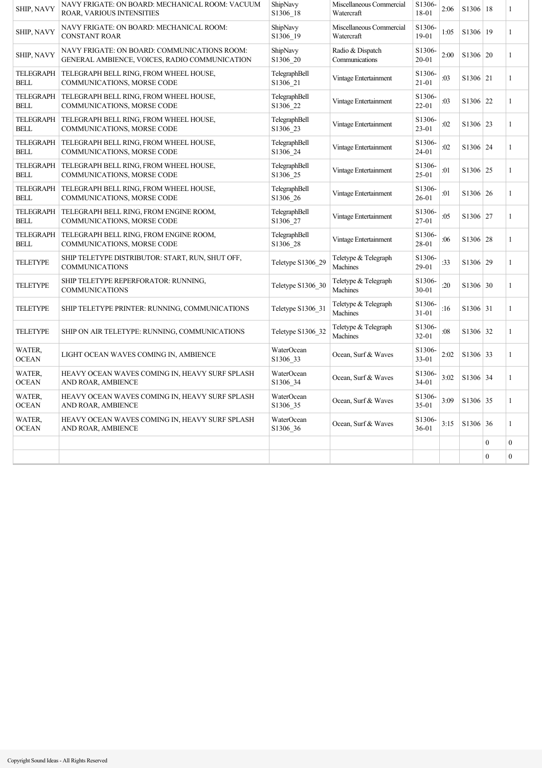| | | | | | | | | |
|---|---|---|---|---|---|---|---|---|
| SHIP, NAVY | NAVY FRIGATE: ON BOARD: MECHANICAL ROOM: VACUUM ROAR, VARIOUS INTENSITIES | ShipNavy S1306_18 | Miscellaneous Commercial Watercraft | S1306-18-01 | 2:06 | S1306 | 18 | 1 |
| SHIP, NAVY | NAVY FRIGATE: ON BOARD: MECHANICAL ROOM: CONSTANT ROAR | ShipNavy S1306_19 | Miscellaneous Commercial Watercraft | S1306-19-01 | 1:05 | S1306 | 19 | 1 |
| SHIP, NAVY | NAVY FRIGATE: ON BOARD: COMMUNICATIONS ROOM: GENERAL AMBIENCE, VOICES, RADIO COMMUNICATION | ShipNavy S1306_20 | Radio & Dispatch Communications | S1306-20-01 | 2:00 | S1306 | 20 | 1 |
| TELEGRAPH BELL | TELEGRAPH BELL RING, FROM WHEEL HOUSE, COMMUNICATIONS, MORSE CODE | TelegraphBell S1306_21 | Vintage Entertainment | S1306-21-01 | :03 | S1306 | 21 | 1 |
| TELEGRAPH BELL | TELEGRAPH BELL RING, FROM WHEEL HOUSE, COMMUNICATIONS, MORSE CODE | TelegraphBell S1306_22 | Vintage Entertainment | S1306-22-01 | :03 | S1306 | 22 | 1 |
| TELEGRAPH BELL | TELEGRAPH BELL RING, FROM WHEEL HOUSE, COMMUNICATIONS, MORSE CODE | TelegraphBell S1306_23 | Vintage Entertainment | S1306-23-01 | :02 | S1306 | 23 | 1 |
| TELEGRAPH BELL | TELEGRAPH BELL RING, FROM WHEEL HOUSE, COMMUNICATIONS, MORSE CODE | TelegraphBell S1306_24 | Vintage Entertainment | S1306-24-01 | :02 | S1306 | 24 | 1 |
| TELEGRAPH BELL | TELEGRAPH BELL RING, FROM WHEEL HOUSE, COMMUNICATIONS, MORSE CODE | TelegraphBell S1306_25 | Vintage Entertainment | S1306-25-01 | :01 | S1306 | 25 | 1 |
| TELEGRAPH BELL | TELEGRAPH BELL RING, FROM WHEEL HOUSE, COMMUNICATIONS, MORSE CODE | TelegraphBell S1306_26 | Vintage Entertainment | S1306-26-01 | :01 | S1306 | 26 | 1 |
| TELEGRAPH BELL | TELEGRAPH BELL RING, FROM ENGINE ROOM, COMMUNICATIONS, MORSE CODE | TelegraphBell S1306_27 | Vintage Entertainment | S1306-27-01 | :05 | S1306 | 27 | 1 |
| TELEGRAPH BELL | TELEGRAPH BELL RING, FROM ENGINE ROOM, COMMUNICATIONS, MORSE CODE | TelegraphBell S1306_28 | Vintage Entertainment | S1306-28-01 | :06 | S1306 | 28 | 1 |
| TELETYPE | SHIP TELETYPE DISTRIBUTOR: START, RUN, SHUT OFF, COMMUNICATIONS | Teletype S1306_29 | Teletype & Telegraph Machines | S1306-29-01 | :33 | S1306 | 29 | 1 |
| TELETYPE | SHIP TELETYPE REPERFORATOR: RUNNING, COMMUNICATIONS | Teletype S1306_30 | Teletype & Telegraph Machines | S1306-30-01 | :20 | S1306 | 30 | 1 |
| TELETYPE | SHIP TELETYPE PRINTER: RUNNING, COMMUNICATIONS | Teletype S1306_31 | Teletype & Telegraph Machines | S1306-31-01 | :16 | S1306 | 31 | 1 |
| TELETYPE | SHIP ON AIR TELETYPE: RUNNING, COMMUNICATIONS | Teletype S1306_32 | Teletype & Telegraph Machines | S1306-32-01 | :08 | S1306 | 32 | 1 |
| WATER, OCEAN | LIGHT OCEAN WAVES COMING IN, AMBIENCE | WaterOcean S1306_33 | Ocean, Surf & Waves | S1306-33-01 | 2:02 | S1306 | 33 | 1 |
| WATER, OCEAN | HEAVY OCEAN WAVES COMING IN, HEAVY SURF SPLASH AND ROAR, AMBIENCE | WaterOcean S1306_34 | Ocean, Surf & Waves | S1306-34-01 | 3:02 | S1306 | 34 | 1 |
| WATER, OCEAN | HEAVY OCEAN WAVES COMING IN, HEAVY SURF SPLASH AND ROAR, AMBIENCE | WaterOcean S1306_35 | Ocean, Surf & Waves | S1306-35-01 | 3:09 | S1306 | 35 | 1 |
| WATER, OCEAN | HEAVY OCEAN WAVES COMING IN, HEAVY SURF SPLASH AND ROAR, AMBIENCE | WaterOcean S1306_36 | Ocean, Surf & Waves | S1306-36-01 | 3:15 | S1306 | 36 | 1 |
| | | | | | | | 0 | 0 |
| | | | | | | | 0 | 0 |

Copyright Sound Ideas - All Rights Reserved